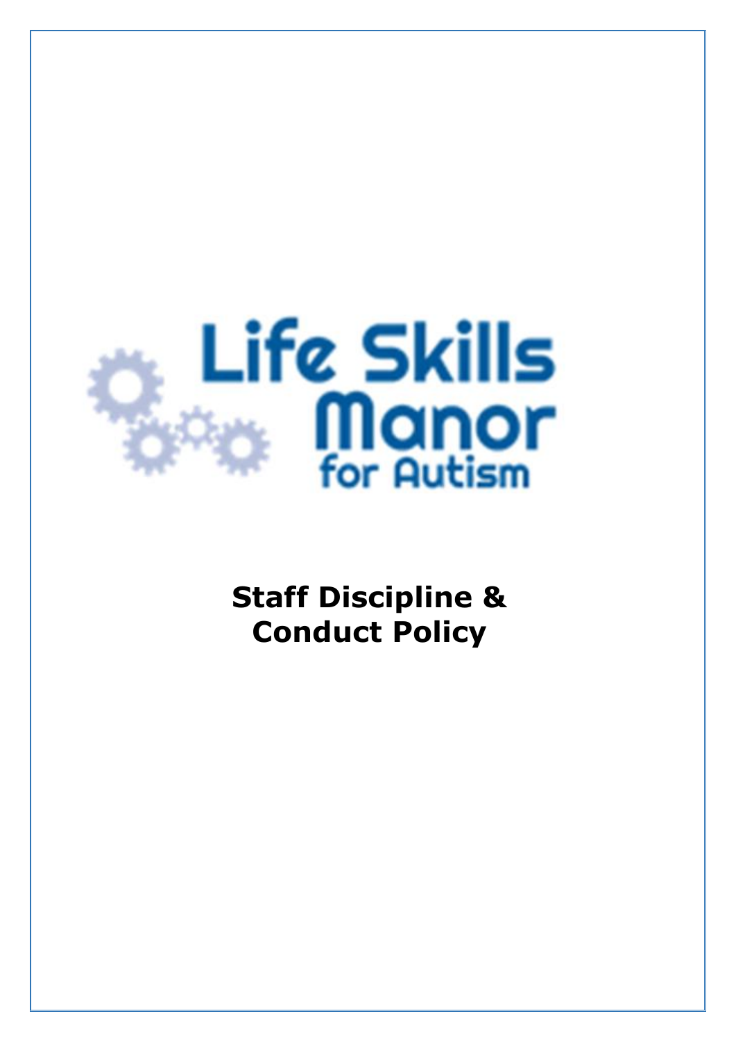Life Skills Manor for Autism

# Staff Discipline & Conduct Policy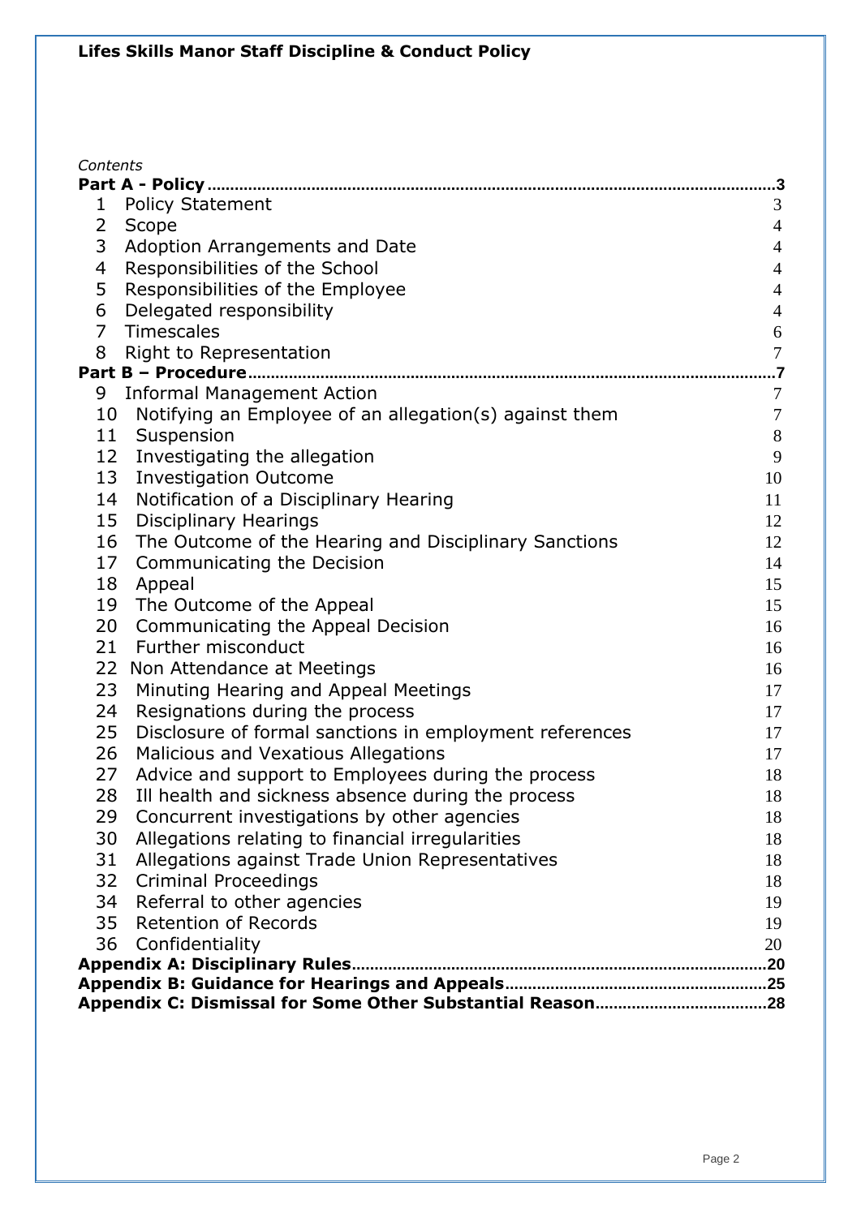**Lifes Skills Manor Staff Discipline & Conduct Policy**

*Contents*

**Part A - Policy ........................................................................................................ 3**

1 Policy Statement 3
2 Scope 4
3 Adoption Arrangements and Date 4
4 Responsibilities of the School 4
5 Responsibilities of the Employee 4
6 Delegated responsibility 4
7 Timescales 6
8 Right to Representation 7

**Part B – Procedure ................................................................................................. 7**

9 Informal Management Action 7
10 Notifying an Employee of an allegation(s) against them 7
11 Suspension 8
12 Investigating the allegation 9
13 Investigation Outcome 10
14 Notification of a Disciplinary Hearing 11
15 Disciplinary Hearings 12
16 The Outcome of the Hearing and Disciplinary Sanctions 12
17 Communicating the Decision 14
18 Appeal 15
19 The Outcome of the Appeal 15
20 Communicating the Appeal Decision 16
21 Further misconduct 16
22 Non Attendance at Meetings 16
23 Minuting Hearing and Appeal Meetings 17
24 Resignations during the process 17
25 Disclosure of formal sanctions in employment references 17
26 Malicious and Vexatious Allegations 17
27 Advice and support to Employees during the process 18
28 Ill health and sickness absence during the process 18
29 Concurrent investigations by other agencies 18
30 Allegations relating to financial irregularities 18
31 Allegations against Trade Union Representatives 18
32 Criminal Proceedings 18
34 Referral to other agencies 19
35 Retention of Records 19
36 Confidentiality 20

**Appendix A: Disciplinary Rules ............................................................................ 20**

**Appendix B: Guidance for Hearings and Appeals ................................................... 25**

**Appendix C: Dismissal for Some Other Substantial Reason ................................... 28**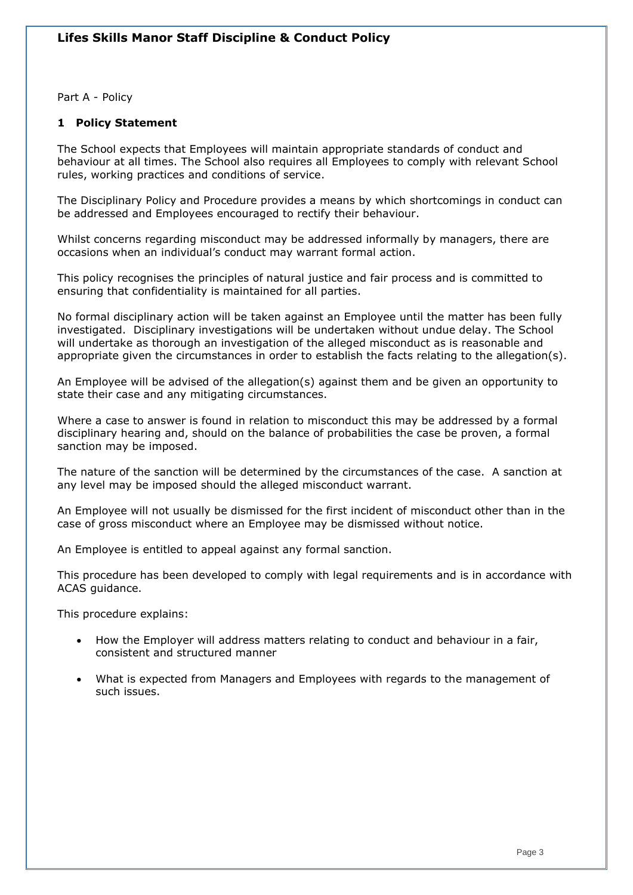Part A - Policy

## 1 Policy Statement

The School expects that Employees will maintain appropriate standards of conduct and behaviour at all times. The School also requires all Employees to comply with relevant School rules, working practices and conditions of service.

The Disciplinary Policy and Procedure provides a means by which shortcomings in conduct can be addressed and Employees encouraged to rectify their behaviour.

Whilst concerns regarding misconduct may be addressed informally by managers, there are occasions when an individual's conduct may warrant formal action.

This policy recognises the principles of natural justice and fair process and is committed to ensuring that confidentiality is maintained for all parties.

No formal disciplinary action will be taken against an Employee until the matter has been fully investigated. Disciplinary investigations will be undertaken without undue delay. The School will undertake as thorough an investigation of the alleged misconduct as is reasonable and appropriate given the circumstances in order to establish the facts relating to the allegation(s).

An Employee will be advised of the allegation(s) against them and be given an opportunity to state their case and any mitigating circumstances.

Where a case to answer is found in relation to misconduct this may be addressed by a formal disciplinary hearing and, should on the balance of probabilities the case be proven, a formal sanction may be imposed.

The nature of the sanction will be determined by the circumstances of the case. A sanction at any level may be imposed should the alleged misconduct warrant.

An Employee will not usually be dismissed for the first incident of misconduct other than in the case of gross misconduct where an Employee may be dismissed without notice.

An Employee is entitled to appeal against any formal sanction.

This procedure has been developed to comply with legal requirements and is in accordance with ACAS guidance.

This procedure explains:

- How the Employer will address matters relating to conduct and behaviour in a fair, consistent and structured manner
- What is expected from Managers and Employees with regards to the management of such issues.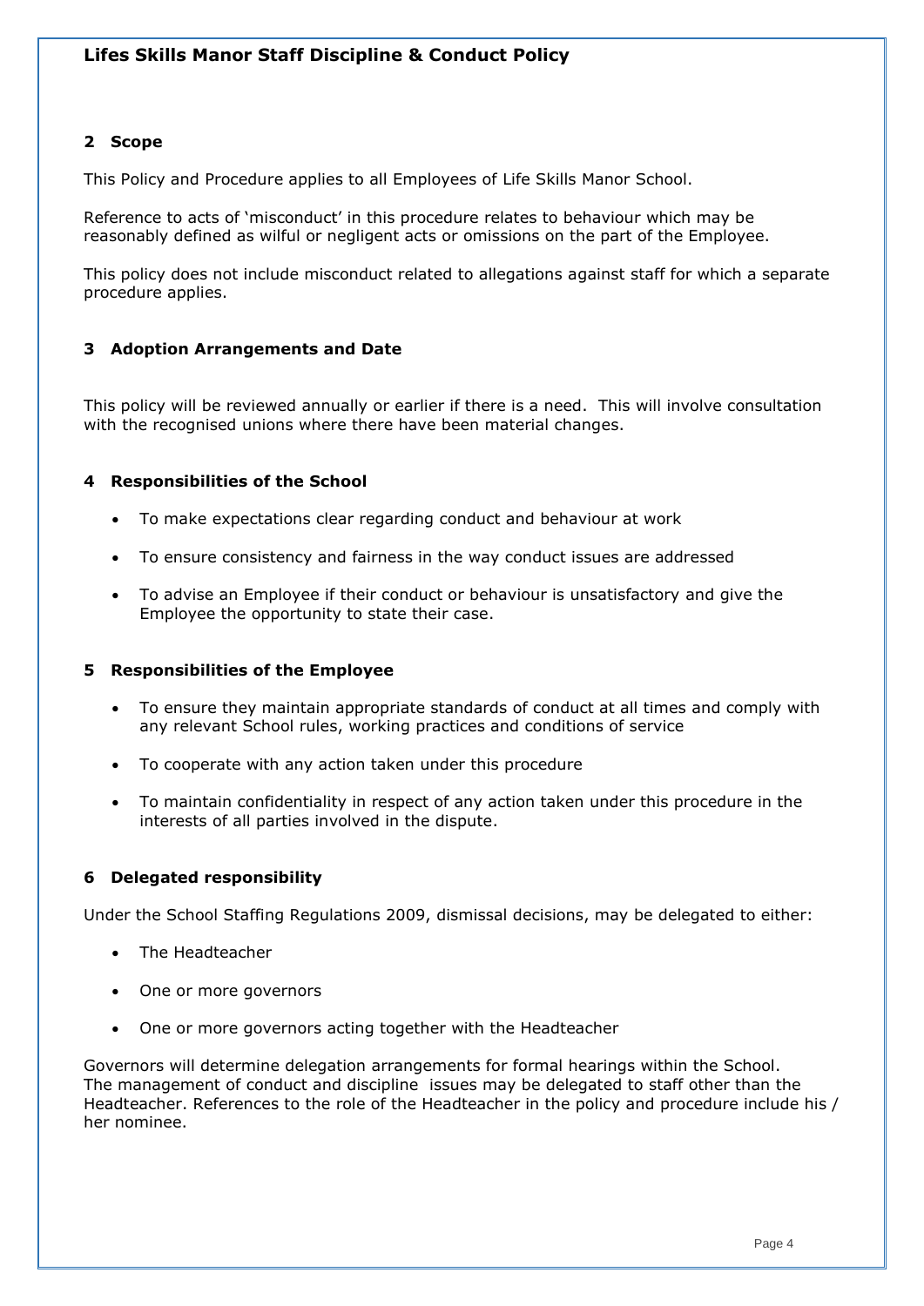## 2 Scope

This Policy and Procedure applies to all Employees of Life Skills Manor School.

Reference to acts of 'misconduct' in this procedure relates to behaviour which may be reasonably defined as wilful or negligent acts or omissions on the part of the Employee.

This policy does not include misconduct related to allegations against staff for which a separate procedure applies.

## 3 Adoption Arrangements and Date

This policy will be reviewed annually or earlier if there is a need. This will involve consultation with the recognised unions where there have been material changes.

## 4 Responsibilities of the School

- To make expectations clear regarding conduct and behaviour at work
- To ensure consistency and fairness in the way conduct issues are addressed
- To advise an Employee if their conduct or behaviour is unsatisfactory and give the Employee the opportunity to state their case.

## 5 Responsibilities of the Employee

- To ensure they maintain appropriate standards of conduct at all times and comply with any relevant School rules, working practices and conditions of service
- To cooperate with any action taken under this procedure
- To maintain confidentiality in respect of any action taken under this procedure in the interests of all parties involved in the dispute.

## 6 Delegated responsibility

Under the School Staffing Regulations 2009, dismissal decisions, may be delegated to either:

- The Headteacher
- One or more governors
- One or more governors acting together with the Headteacher

Governors will determine delegation arrangements for formal hearings within the School. The management of conduct and discipline issues may be delegated to staff other than the Headteacher. References to the role of the Headteacher in the policy and procedure include his / her nominee.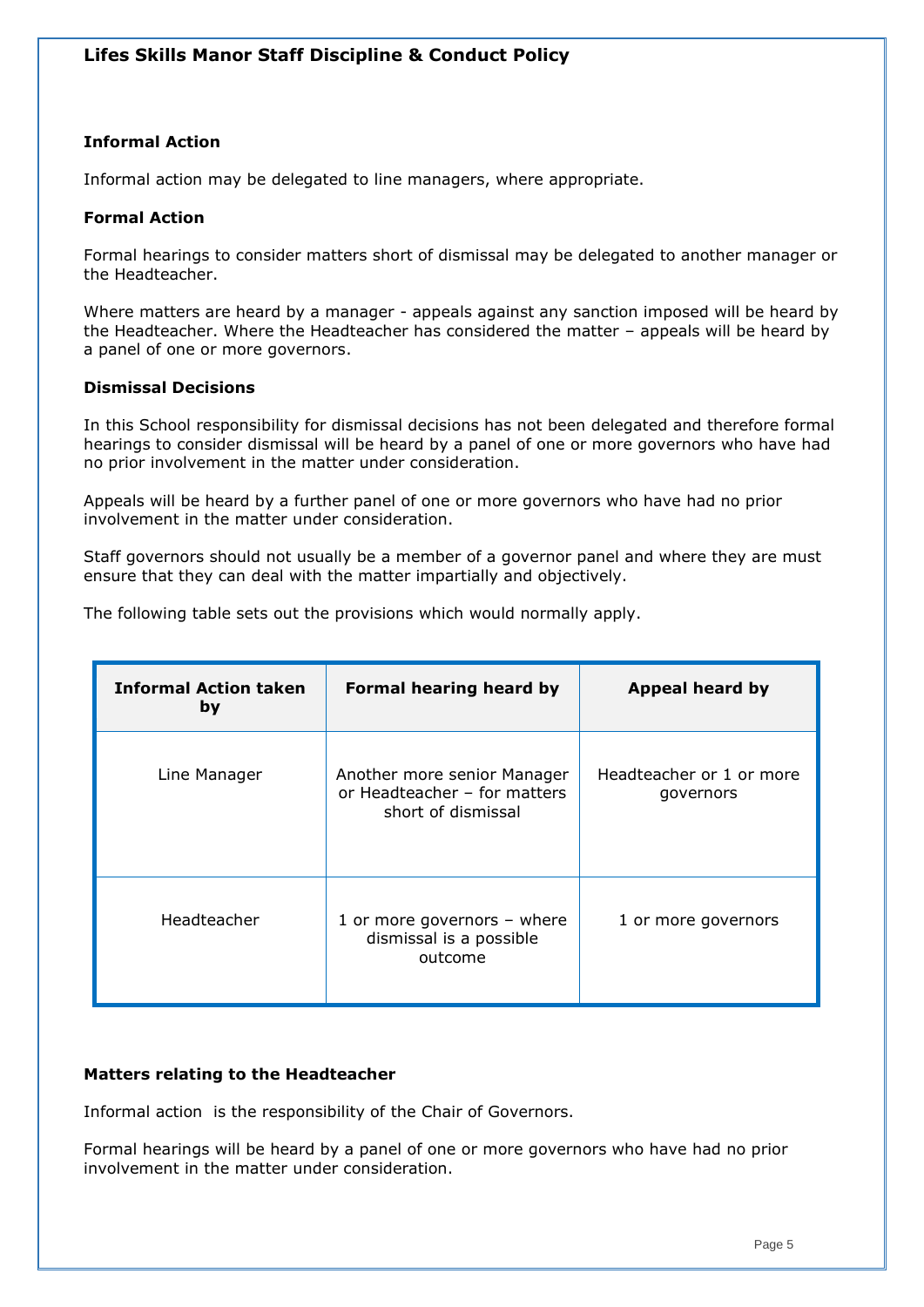### Informal Action

Informal action may be delegated to line managers, where appropriate.

### Formal Action

Formal hearings to consider matters short of dismissal may be delegated to another manager or the Headteacher.

Where matters are heard by a manager - appeals against any sanction imposed will be heard by the Headteacher. Where the Headteacher has considered the matter – appeals will be heard by a panel of one or more governors.

### Dismissal Decisions

In this School responsibility for dismissal decisions has not been delegated and therefore formal hearings to consider dismissal will be heard by a panel of one or more governors who have had no prior involvement in the matter under consideration.

Appeals will be heard by a further panel of one or more governors who have had no prior involvement in the matter under consideration.

Staff governors should not usually be a member of a governor panel and where they are must ensure that they can deal with the matter impartially and objectively.

The following table sets out the provisions which would normally apply.

| Informal Action taken by | Formal hearing heard by | Appeal heard by |
|---|---|---|
| Line Manager | Another more senior Manager or Headteacher – for matters short of dismissal | Headteacher or 1 or more governors |
| Headteacher | 1 or more governors – where dismissal is a possible outcome | 1 or more governors |

### Matters relating to the Headteacher

Informal action is the responsibility of the Chair of Governors.

Formal hearings will be heard by a panel of one or more governors who have had no prior involvement in the matter under consideration.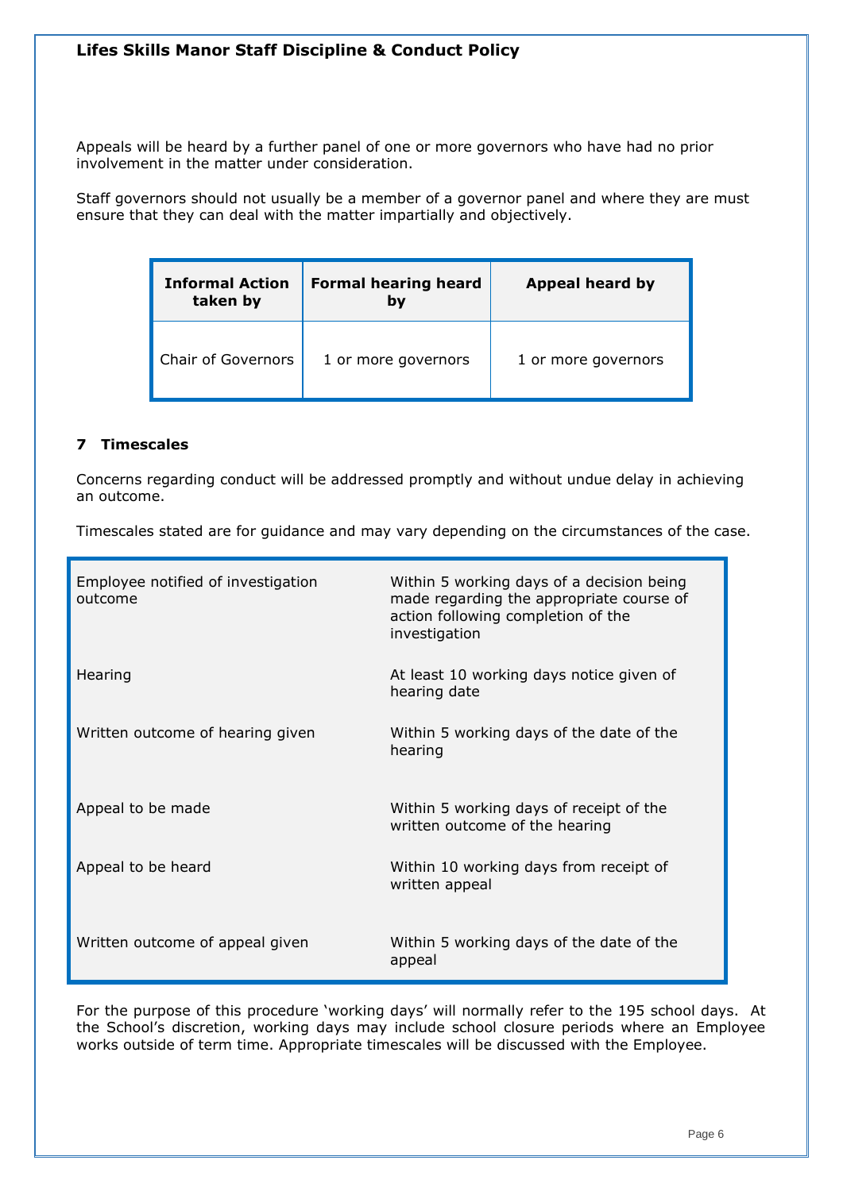Appeals will be heard by a further panel of one or more governors who have had no prior involvement in the matter under consideration.

Staff governors should not usually be a member of a governor panel and where they are must ensure that they can deal with the matter impartially and objectively.

| Informal Action taken by | Formal hearing heard by | Appeal heard by |
|---|---|---|
| Chair of Governors | 1 or more governors | 1 or more governors |

## 7 Timescales

Concerns regarding conduct will be addressed promptly and without undue delay in achieving an outcome.

Timescales stated are for guidance and may vary depending on the circumstances of the case.

| | |
|---|---|
| Employee notified of investigation outcome | Within 5 working days of a decision being made regarding the appropriate course of action following completion of the investigation |
| Hearing | At least 10 working days notice given of hearing date |
| Written outcome of hearing given | Within 5 working days of the date of the hearing |
| Appeal to be made | Within 5 working days of receipt of the written outcome of the hearing |
| Appeal to be heard | Within 10 working days from receipt of written appeal |
| Written outcome of appeal given | Within 5 working days of the date of the appeal |

For the purpose of this procedure 'working days' will normally refer to the 195 school days. At the School's discretion, working days may include school closure periods where an Employee works outside of term time. Appropriate timescales will be discussed with the Employee.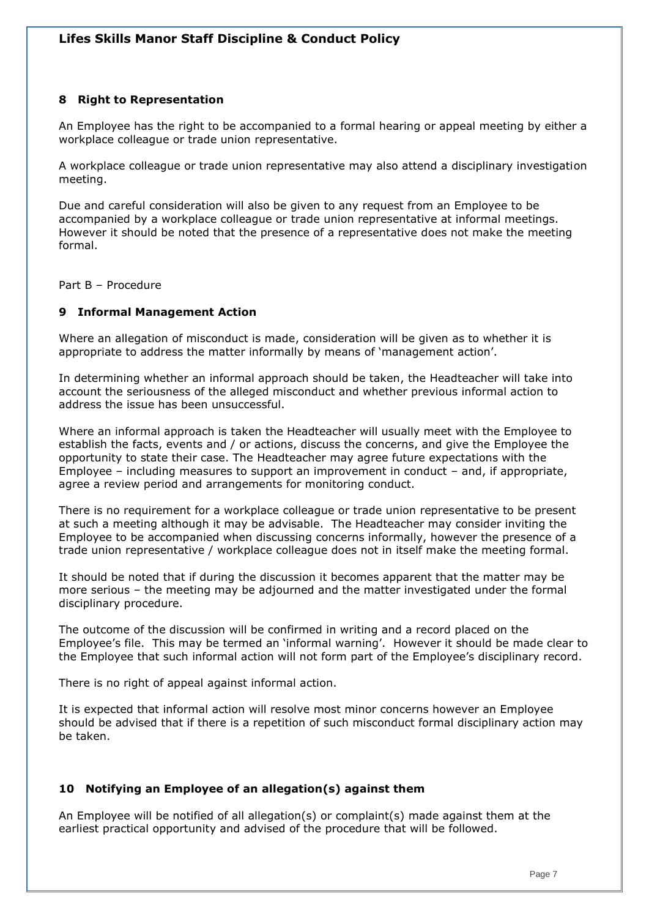## 8 Right to Representation

An Employee has the right to be accompanied to a formal hearing or appeal meeting by either a workplace colleague or trade union representative.

A workplace colleague or trade union representative may also attend a disciplinary investigation meeting.

Due and careful consideration will also be given to any request from an Employee to be accompanied by a workplace colleague or trade union representative at informal meetings. However it should be noted that the presence of a representative does not make the meeting formal.

Part B – Procedure

## 9 Informal Management Action

Where an allegation of misconduct is made, consideration will be given as to whether it is appropriate to address the matter informally by means of 'management action'.

In determining whether an informal approach should be taken, the Headteacher will take into account the seriousness of the alleged misconduct and whether previous informal action to address the issue has been unsuccessful.

Where an informal approach is taken the Headteacher will usually meet with the Employee to establish the facts, events and / or actions, discuss the concerns, and give the Employee the opportunity to state their case. The Headteacher may agree future expectations with the Employee – including measures to support an improvement in conduct – and, if appropriate, agree a review period and arrangements for monitoring conduct.

There is no requirement for a workplace colleague or trade union representative to be present at such a meeting although it may be advisable. The Headteacher may consider inviting the Employee to be accompanied when discussing concerns informally, however the presence of a trade union representative / workplace colleague does not in itself make the meeting formal.

It should be noted that if during the discussion it becomes apparent that the matter may be more serious – the meeting may be adjourned and the matter investigated under the formal disciplinary procedure.

The outcome of the discussion will be confirmed in writing and a record placed on the Employee's file. This may be termed an 'informal warning'. However it should be made clear to the Employee that such informal action will not form part of the Employee's disciplinary record.

There is no right of appeal against informal action.

It is expected that informal action will resolve most minor concerns however an Employee should be advised that if there is a repetition of such misconduct formal disciplinary action may be taken.

## 10 Notifying an Employee of an allegation(s) against them

An Employee will be notified of all allegation(s) or complaint(s) made against them at the earliest practical opportunity and advised of the procedure that will be followed.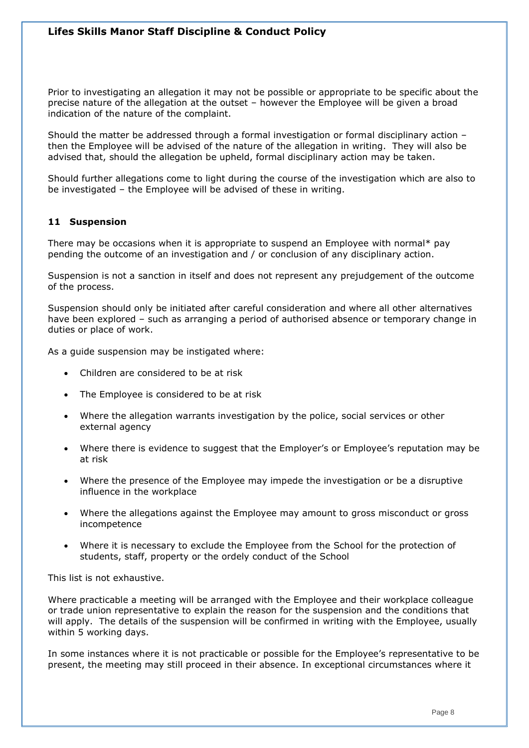Prior to investigating an allegation it may not be possible or appropriate to be specific about the precise nature of the allegation at the outset – however the Employee will be given a broad indication of the nature of the complaint.

Should the matter be addressed through a formal investigation or formal disciplinary action – then the Employee will be advised of the nature of the allegation in writing. They will also be advised that, should the allegation be upheld, formal disciplinary action may be taken.

Should further allegations come to light during the course of the investigation which are also to be investigated – the Employee will be advised of these in writing.

## 11 Suspension

There may be occasions when it is appropriate to suspend an Employee with normal* pay pending the outcome of an investigation and / or conclusion of any disciplinary action.

Suspension is not a sanction in itself and does not represent any prejudgement of the outcome of the process.

Suspension should only be initiated after careful consideration and where all other alternatives have been explored – such as arranging a period of authorised absence or temporary change in duties or place of work.

As a guide suspension may be instigated where:

- Children are considered to be at risk
- The Employee is considered to be at risk
- Where the allegation warrants investigation by the police, social services or other external agency
- Where there is evidence to suggest that the Employer's or Employee's reputation may be at risk
- Where the presence of the Employee may impede the investigation or be a disruptive influence in the workplace
- Where the allegations against the Employee may amount to gross misconduct or gross incompetence
- Where it is necessary to exclude the Employee from the School for the protection of students, staff, property or the ordely conduct of the School

This list is not exhaustive.

Where practicable a meeting will be arranged with the Employee and their workplace colleague or trade union representative to explain the reason for the suspension and the conditions that will apply. The details of the suspension will be confirmed in writing with the Employee, usually within 5 working days.

In some instances where it is not practicable or possible for the Employee's representative to be present, the meeting may still proceed in their absence. In exceptional circumstances where it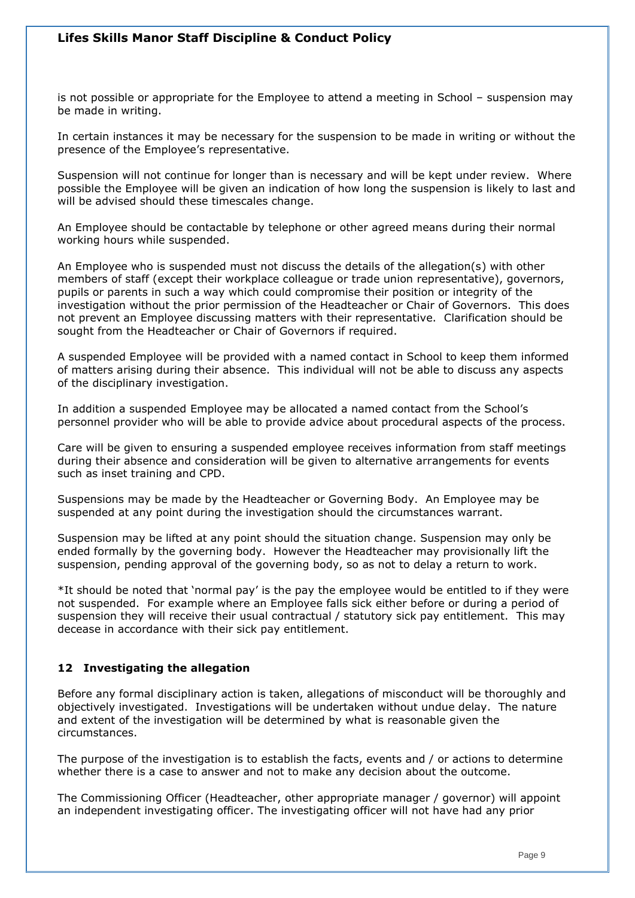is not possible or appropriate for the Employee to attend a meeting in School – suspension may be made in writing.

In certain instances it may be necessary for the suspension to be made in writing or without the presence of the Employee's representative.

Suspension will not continue for longer than is necessary and will be kept under review. Where possible the Employee will be given an indication of how long the suspension is likely to last and will be advised should these timescales change.

An Employee should be contactable by telephone or other agreed means during their normal working hours while suspended.

An Employee who is suspended must not discuss the details of the allegation(s) with other members of staff (except their workplace colleague or trade union representative), governors, pupils or parents in such a way which could compromise their position or integrity of the investigation without the prior permission of the Headteacher or Chair of Governors. This does not prevent an Employee discussing matters with their representative. Clarification should be sought from the Headteacher or Chair of Governors if required.

A suspended Employee will be provided with a named contact in School to keep them informed of matters arising during their absence. This individual will not be able to discuss any aspects of the disciplinary investigation.

In addition a suspended Employee may be allocated a named contact from the School's personnel provider who will be able to provide advice about procedural aspects of the process.

Care will be given to ensuring a suspended employee receives information from staff meetings during their absence and consideration will be given to alternative arrangements for events such as inset training and CPD.

Suspensions may be made by the Headteacher or Governing Body. An Employee may be suspended at any point during the investigation should the circumstances warrant.

Suspension may be lifted at any point should the situation change. Suspension may only be ended formally by the governing body. However the Headteacher may provisionally lift the suspension, pending approval of the governing body, so as not to delay a return to work.

*It should be noted that 'normal pay' is the pay the employee would be entitled to if they were not suspended. For example where an Employee falls sick either before or during a period of suspension they will receive their usual contractual / statutory sick pay entitlement. This may decease in accordance with their sick pay entitlement.

## 12 Investigating the allegation

Before any formal disciplinary action is taken, allegations of misconduct will be thoroughly and objectively investigated. Investigations will be undertaken without undue delay. The nature and extent of the investigation will be determined by what is reasonable given the circumstances.

The purpose of the investigation is to establish the facts, events and / or actions to determine whether there is a case to answer and not to make any decision about the outcome.

The Commissioning Officer (Headteacher, other appropriate manager / governor) will appoint an independent investigating officer. The investigating officer will not have had any prior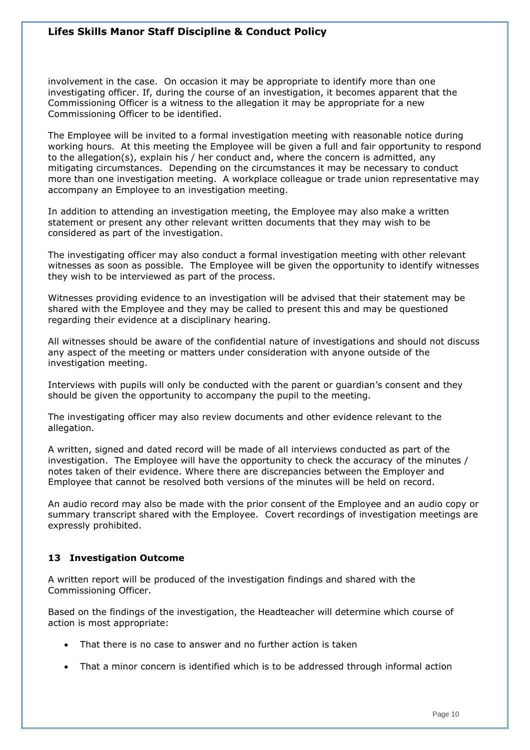involvement in the case. On occasion it may be appropriate to identify more than one investigating officer. If, during the course of an investigation, it becomes apparent that the Commissioning Officer is a witness to the allegation it may be appropriate for a new Commissioning Officer to be identified.

The Employee will be invited to a formal investigation meeting with reasonable notice during working hours. At this meeting the Employee will be given a full and fair opportunity to respond to the allegation(s), explain his / her conduct and, where the concern is admitted, any mitigating circumstances. Depending on the circumstances it may be necessary to conduct more than one investigation meeting. A workplace colleague or trade union representative may accompany an Employee to an investigation meeting.

In addition to attending an investigation meeting, the Employee may also make a written statement or present any other relevant written documents that they may wish to be considered as part of the investigation.

The investigating officer may also conduct a formal investigation meeting with other relevant witnesses as soon as possible. The Employee will be given the opportunity to identify witnesses they wish to be interviewed as part of the process.

Witnesses providing evidence to an investigation will be advised that their statement may be shared with the Employee and they may be called to present this and may be questioned regarding their evidence at a disciplinary hearing.

All witnesses should be aware of the confidential nature of investigations and should not discuss any aspect of the meeting or matters under consideration with anyone outside of the investigation meeting.

Interviews with pupils will only be conducted with the parent or guardian's consent and they should be given the opportunity to accompany the pupil to the meeting.

The investigating officer may also review documents and other evidence relevant to the allegation.

A written, signed and dated record will be made of all interviews conducted as part of the investigation. The Employee will have the opportunity to check the accuracy of the minutes / notes taken of their evidence. Where there are discrepancies between the Employer and Employee that cannot be resolved both versions of the minutes will be held on record.

An audio record may also be made with the prior consent of the Employee and an audio copy or summary transcript shared with the Employee. Covert recordings of investigation meetings are expressly prohibited.

## 13 Investigation Outcome

A written report will be produced of the investigation findings and shared with the Commissioning Officer.

Based on the findings of the investigation, the Headteacher will determine which course of action is most appropriate:

- That there is no case to answer and no further action is taken
- That a minor concern is identified which is to be addressed through informal action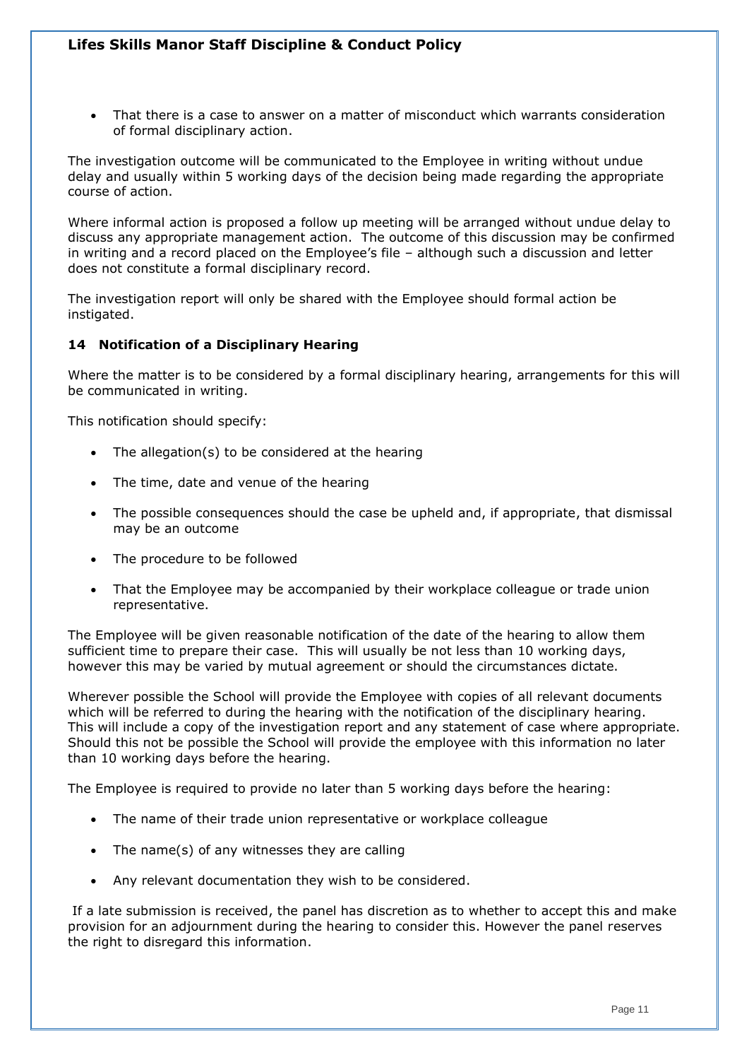- That there is a case to answer on a matter of misconduct which warrants consideration of formal disciplinary action.

The investigation outcome will be communicated to the Employee in writing without undue delay and usually within 5 working days of the decision being made regarding the appropriate course of action.

Where informal action is proposed a follow up meeting will be arranged without undue delay to discuss any appropriate management action. The outcome of this discussion may be confirmed in writing and a record placed on the Employee's file – although such a discussion and letter does not constitute a formal disciplinary record.

The investigation report will only be shared with the Employee should formal action be instigated.

### 14 Notification of a Disciplinary Hearing

Where the matter is to be considered by a formal disciplinary hearing, arrangements for this will be communicated in writing.

This notification should specify:

- The allegation(s) to be considered at the hearing
- The time, date and venue of the hearing
- The possible consequences should the case be upheld and, if appropriate, that dismissal may be an outcome
- The procedure to be followed
- That the Employee may be accompanied by their workplace colleague or trade union representative.

The Employee will be given reasonable notification of the date of the hearing to allow them sufficient time to prepare their case. This will usually be not less than 10 working days, however this may be varied by mutual agreement or should the circumstances dictate.

Wherever possible the School will provide the Employee with copies of all relevant documents which will be referred to during the hearing with the notification of the disciplinary hearing. This will include a copy of the investigation report and any statement of case where appropriate. Should this not be possible the School will provide the employee with this information no later than 10 working days before the hearing.

The Employee is required to provide no later than 5 working days before the hearing:

- The name of their trade union representative or workplace colleague
- The name(s) of any witnesses they are calling
- Any relevant documentation they wish to be considered.

If a late submission is received, the panel has discretion as to whether to accept this and make provision for an adjournment during the hearing to consider this. However the panel reserves the right to disregard this information.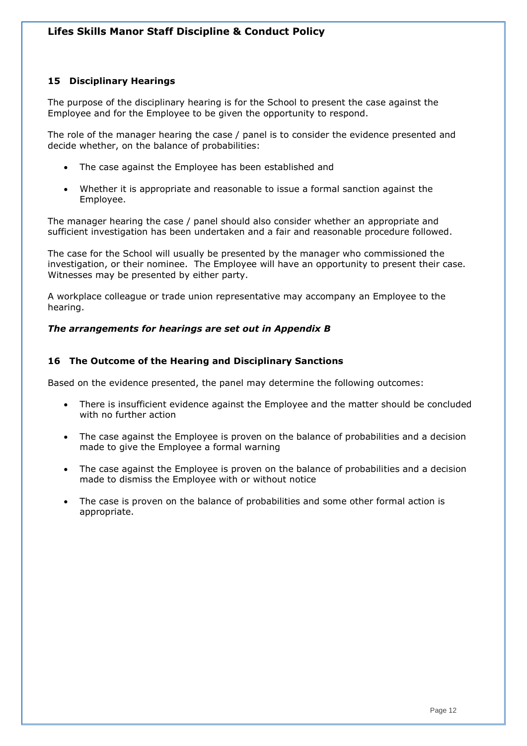## 15 Disciplinary Hearings

The purpose of the disciplinary hearing is for the School to present the case against the Employee and for the Employee to be given the opportunity to respond.

The role of the manager hearing the case / panel is to consider the evidence presented and decide whether, on the balance of probabilities:

- The case against the Employee has been established and
- Whether it is appropriate and reasonable to issue a formal sanction against the Employee.

The manager hearing the case / panel should also consider whether an appropriate and sufficient investigation has been undertaken and a fair and reasonable procedure followed.

The case for the School will usually be presented by the manager who commissioned the investigation, or their nominee. The Employee will have an opportunity to present their case. Witnesses may be presented by either party.

A workplace colleague or trade union representative may accompany an Employee to the hearing.

***The arrangements for hearings are set out in Appendix B***

## 16 The Outcome of the Hearing and Disciplinary Sanctions

Based on the evidence presented, the panel may determine the following outcomes:

- There is insufficient evidence against the Employee and the matter should be concluded with no further action
- The case against the Employee is proven on the balance of probabilities and a decision made to give the Employee a formal warning
- The case against the Employee is proven on the balance of probabilities and a decision made to dismiss the Employee with or without notice
- The case is proven on the balance of probabilities and some other formal action is appropriate.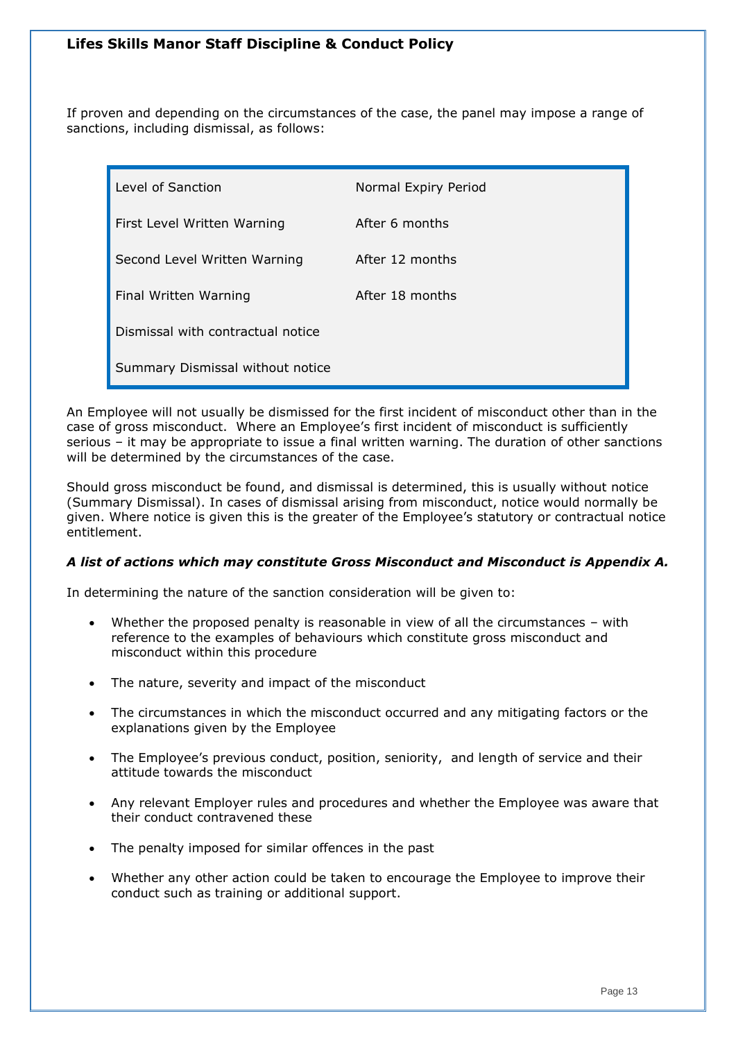If proven and depending on the circumstances of the case, the panel may impose a range of sanctions, including dismissal, as follows:

| Level of Sanction | Normal Expiry Period |
| --- | --- |
| First Level Written Warning | After 6 months |
| Second Level Written Warning | After 12 months |
| Final Written Warning | After 18 months |
| Dismissal with contractual notice | |
| Summary Dismissal without notice | |

An Employee will not usually be dismissed for the first incident of misconduct other than in the case of gross misconduct. Where an Employee's first incident of misconduct is sufficiently serious – it may be appropriate to issue a final written warning. The duration of other sanctions will be determined by the circumstances of the case.

Should gross misconduct be found, and dismissal is determined, this is usually without notice (Summary Dismissal). In cases of dismissal arising from misconduct, notice would normally be given. Where notice is given this is the greater of the Employee's statutory or contractual notice entitlement.

***A list of actions which may constitute Gross Misconduct and Misconduct is Appendix A.***

In determining the nature of the sanction consideration will be given to:

- Whether the proposed penalty is reasonable in view of all the circumstances – with reference to the examples of behaviours which constitute gross misconduct and misconduct within this procedure
- The nature, severity and impact of the misconduct
- The circumstances in which the misconduct occurred and any mitigating factors or the explanations given by the Employee
- The Employee's previous conduct, position, seniority, and length of service and their attitude towards the misconduct
- Any relevant Employer rules and procedures and whether the Employee was aware that their conduct contravened these
- The penalty imposed for similar offences in the past
- Whether any other action could be taken to encourage the Employee to improve their conduct such as training or additional support.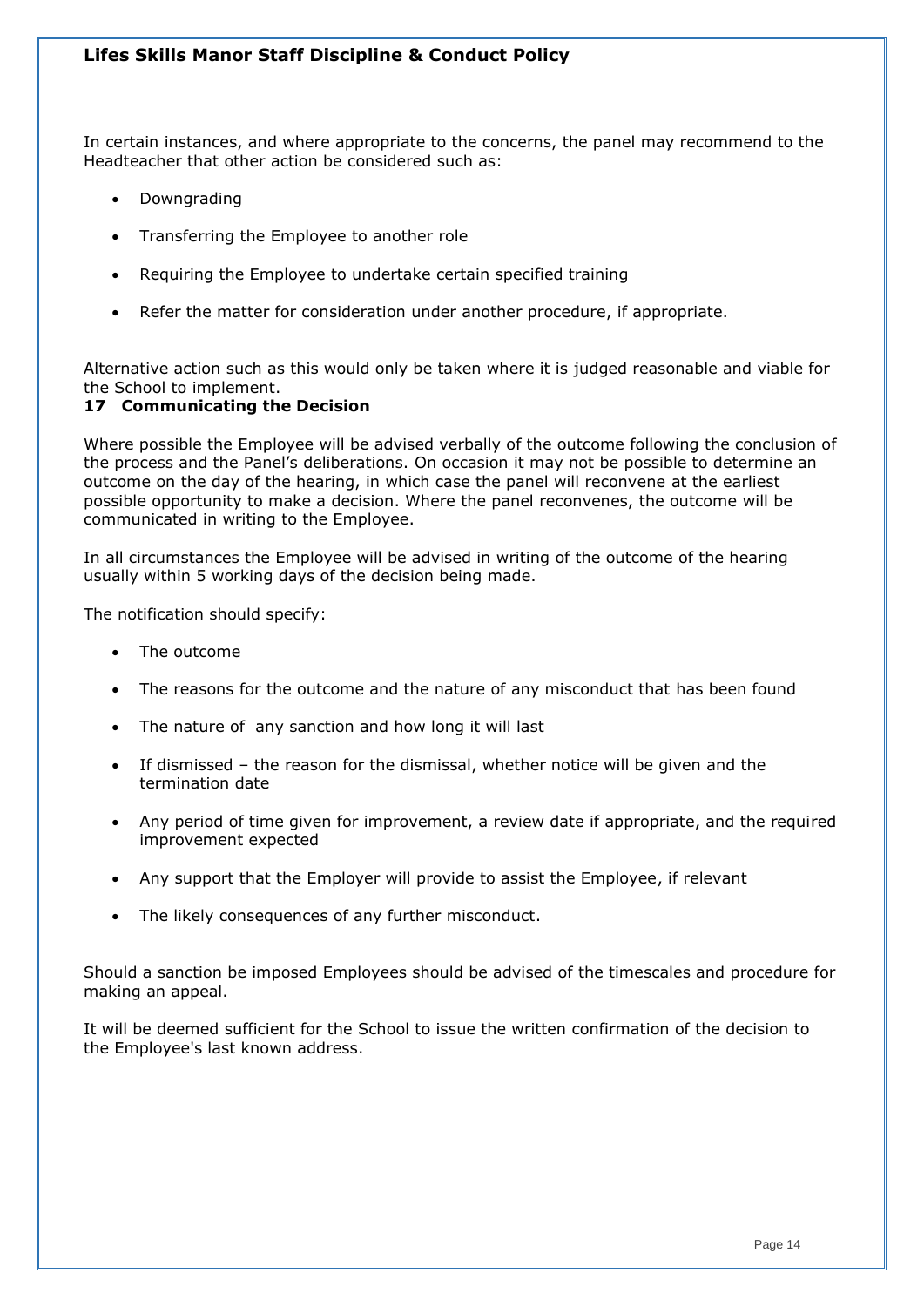In certain instances, and where appropriate to the concerns, the panel may recommend to the Headteacher that other action be considered such as:

- Downgrading
- Transferring the Employee to another role
- Requiring the Employee to undertake certain specified training
- Refer the matter for consideration under another procedure, if appropriate.

Alternative action such as this would only be taken where it is judged reasonable and viable for the School to implement.

## 17 Communicating the Decision

Where possible the Employee will be advised verbally of the outcome following the conclusion of the process and the Panel's deliberations. On occasion it may not be possible to determine an outcome on the day of the hearing, in which case the panel will reconvene at the earliest possible opportunity to make a decision. Where the panel reconvenes, the outcome will be communicated in writing to the Employee.

In all circumstances the Employee will be advised in writing of the outcome of the hearing usually within 5 working days of the decision being made.

The notification should specify:

- The outcome
- The reasons for the outcome and the nature of any misconduct that has been found
- The nature of any sanction and how long it will last
- If dismissed – the reason for the dismissal, whether notice will be given and the termination date
- Any period of time given for improvement, a review date if appropriate, and the required improvement expected
- Any support that the Employer will provide to assist the Employee, if relevant
- The likely consequences of any further misconduct.

Should a sanction be imposed Employees should be advised of the timescales and procedure for making an appeal.

It will be deemed sufficient for the School to issue the written confirmation of the decision to the Employee's last known address.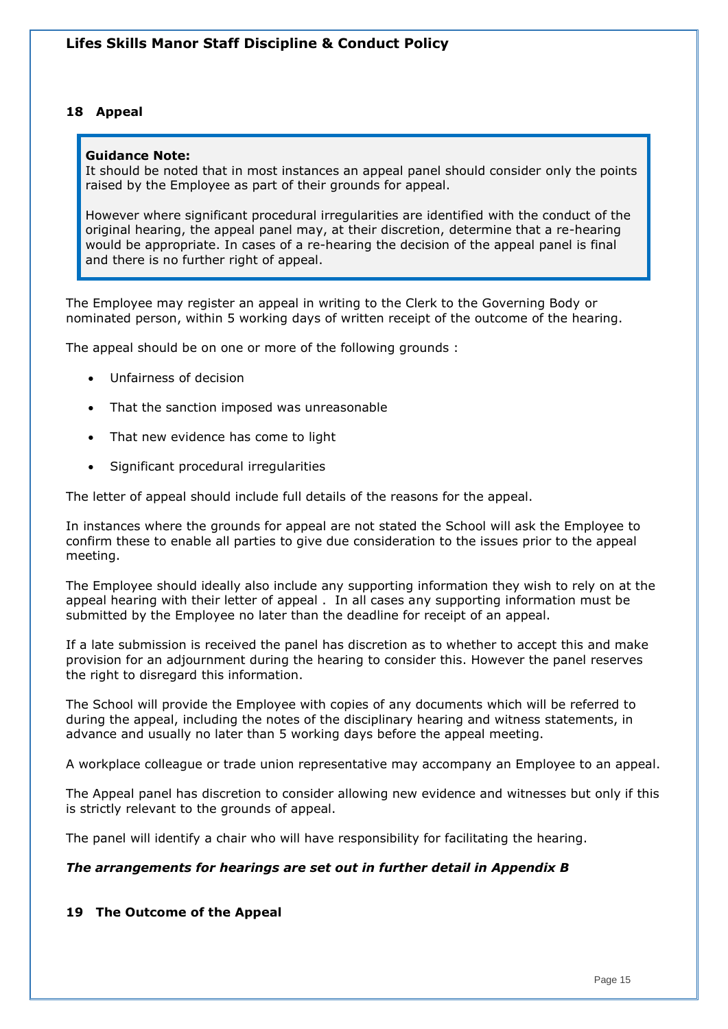## 18 Appeal

> **Guidance Note:**
> It should be noted that in most instances an appeal panel should consider only the points raised by the Employee as part of their grounds for appeal.
>
> However where significant procedural irregularities are identified with the conduct of the original hearing, the appeal panel may, at their discretion, determine that a re-hearing would be appropriate. In cases of a re-hearing the decision of the appeal panel is final and there is no further right of appeal.

The Employee may register an appeal in writing to the Clerk to the Governing Body or nominated person, within 5 working days of written receipt of the outcome of the hearing.

The appeal should be on one or more of the following grounds :

- Unfairness of decision
- That the sanction imposed was unreasonable
- That new evidence has come to light
- Significant procedural irregularities

The letter of appeal should include full details of the reasons for the appeal.

In instances where the grounds for appeal are not stated the School will ask the Employee to confirm these to enable all parties to give due consideration to the issues prior to the appeal meeting.

The Employee should ideally also include any supporting information they wish to rely on at the appeal hearing with their letter of appeal . In all cases any supporting information must be submitted by the Employee no later than the deadline for receipt of an appeal.

If a late submission is received the panel has discretion as to whether to accept this and make provision for an adjournment during the hearing to consider this. However the panel reserves the right to disregard this information.

The School will provide the Employee with copies of any documents which will be referred to during the appeal, including the notes of the disciplinary hearing and witness statements, in advance and usually no later than 5 working days before the appeal meeting.

A workplace colleague or trade union representative may accompany an Employee to an appeal.

The Appeal panel has discretion to consider allowing new evidence and witnesses but only if this is strictly relevant to the grounds of appeal.

The panel will identify a chair who will have responsibility for facilitating the hearing.

***The arrangements for hearings are set out in further detail in Appendix B***

## 19 The Outcome of the Appeal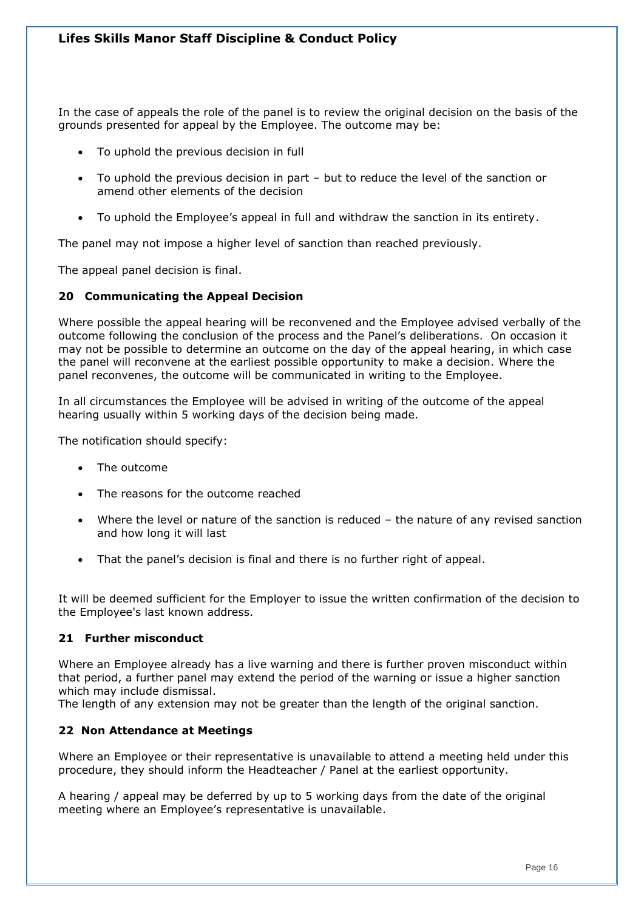In the case of appeals the role of the panel is to review the original decision on the basis of the grounds presented for appeal by the Employee. The outcome may be:

- To uphold the previous decision in full
- To uphold the previous decision in part – but to reduce the level of the sanction or amend other elements of the decision
- To uphold the Employee's appeal in full and withdraw the sanction in its entirety.

The panel may not impose a higher level of sanction than reached previously.

The appeal panel decision is final.

## 20 Communicating the Appeal Decision

Where possible the appeal hearing will be reconvened and the Employee advised verbally of the outcome following the conclusion of the process and the Panel's deliberations. On occasion it may not be possible to determine an outcome on the day of the appeal hearing, in which case the panel will reconvene at the earliest possible opportunity to make a decision. Where the panel reconvenes, the outcome will be communicated in writing to the Employee.

In all circumstances the Employee will be advised in writing of the outcome of the appeal hearing usually within 5 working days of the decision being made.

The notification should specify:

- The outcome
- The reasons for the outcome reached
- Where the level or nature of the sanction is reduced – the nature of any revised sanction and how long it will last
- That the panel's decision is final and there is no further right of appeal.

It will be deemed sufficient for the Employer to issue the written confirmation of the decision to the Employee's last known address.

## 21 Further misconduct

Where an Employee already has a live warning and there is further proven misconduct within that period, a further panel may extend the period of the warning or issue a higher sanction which may include dismissal.
The length of any extension may not be greater than the length of the original sanction.

## 22 Non Attendance at Meetings

Where an Employee or their representative is unavailable to attend a meeting held under this procedure, they should inform the Headteacher / Panel at the earliest opportunity.

A hearing / appeal may be deferred by up to 5 working days from the date of the original meeting where an Employee's representative is unavailable.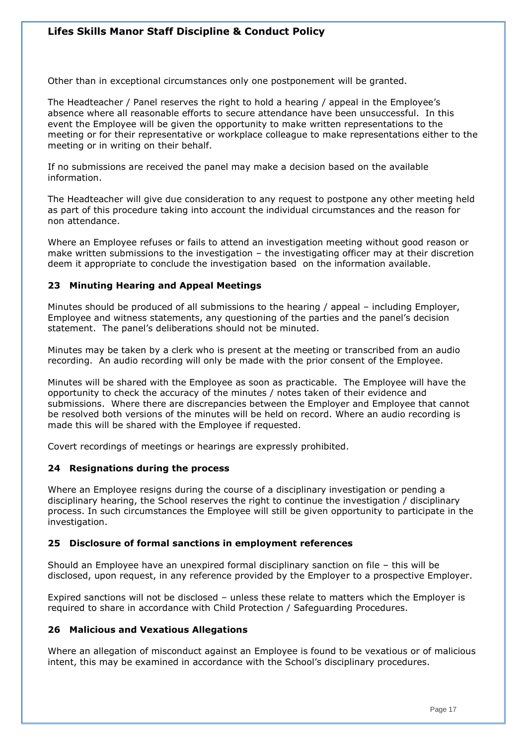Other than in exceptional circumstances only one postponement will be granted.

The Headteacher / Panel reserves the right to hold a hearing / appeal in the Employee's absence where all reasonable efforts to secure attendance have been unsuccessful. In this event the Employee will be given the opportunity to make written representations to the meeting or for their representative or workplace colleague to make representations either to the meeting or in writing on their behalf.

If no submissions are received the panel may make a decision based on the available information.

The Headteacher will give due consideration to any request to postpone any other meeting held as part of this procedure taking into account the individual circumstances and the reason for non attendance.

Where an Employee refuses or fails to attend an investigation meeting without good reason or make written submissions to the investigation – the investigating officer may at their discretion deem it appropriate to conclude the investigation based on the information available.

## 23 Minuting Hearing and Appeal Meetings

Minutes should be produced of all submissions to the hearing / appeal – including Employer, Employee and witness statements, any questioning of the parties and the panel's decision statement. The panel's deliberations should not be minuted.

Minutes may be taken by a clerk who is present at the meeting or transcribed from an audio recording. An audio recording will only be made with the prior consent of the Employee.

Minutes will be shared with the Employee as soon as practicable. The Employee will have the opportunity to check the accuracy of the minutes / notes taken of their evidence and submissions. Where there are discrepancies between the Employer and Employee that cannot be resolved both versions of the minutes will be held on record. Where an audio recording is made this will be shared with the Employee if requested.

Covert recordings of meetings or hearings are expressly prohibited.

## 24 Resignations during the process

Where an Employee resigns during the course of a disciplinary investigation or pending a disciplinary hearing, the School reserves the right to continue the investigation / disciplinary process. In such circumstances the Employee will still be given opportunity to participate in the investigation.

## 25 Disclosure of formal sanctions in employment references

Should an Employee have an unexpired formal disciplinary sanction on file – this will be disclosed, upon request, in any reference provided by the Employer to a prospective Employer.

Expired sanctions will not be disclosed – unless these relate to matters which the Employer is required to share in accordance with Child Protection / Safeguarding Procedures.

## 26 Malicious and Vexatious Allegations

Where an allegation of misconduct against an Employee is found to be vexatious or of malicious intent, this may be examined in accordance with the School's disciplinary procedures.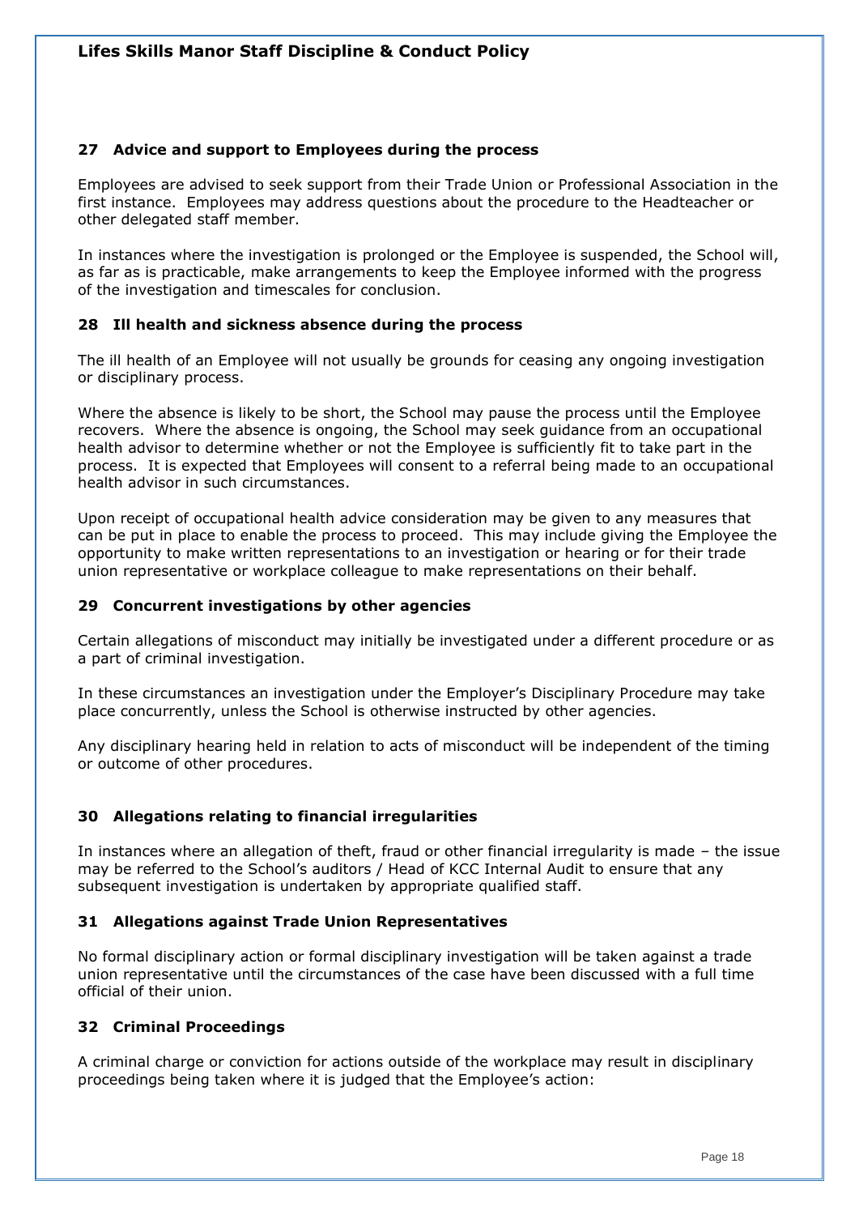## 27 Advice and support to Employees during the process

Employees are advised to seek support from their Trade Union or Professional Association in the first instance. Employees may address questions about the procedure to the Headteacher or other delegated staff member.

In instances where the investigation is prolonged or the Employee is suspended, the School will, as far as is practicable, make arrangements to keep the Employee informed with the progress of the investigation and timescales for conclusion.

## 28 Ill health and sickness absence during the process

The ill health of an Employee will not usually be grounds for ceasing any ongoing investigation or disciplinary process.

Where the absence is likely to be short, the School may pause the process until the Employee recovers. Where the absence is ongoing, the School may seek guidance from an occupational health advisor to determine whether or not the Employee is sufficiently fit to take part in the process. It is expected that Employees will consent to a referral being made to an occupational health advisor in such circumstances.

Upon receipt of occupational health advice consideration may be given to any measures that can be put in place to enable the process to proceed. This may include giving the Employee the opportunity to make written representations to an investigation or hearing or for their trade union representative or workplace colleague to make representations on their behalf.

## 29 Concurrent investigations by other agencies

Certain allegations of misconduct may initially be investigated under a different procedure or as a part of criminal investigation.

In these circumstances an investigation under the Employer's Disciplinary Procedure may take place concurrently, unless the School is otherwise instructed by other agencies.

Any disciplinary hearing held in relation to acts of misconduct will be independent of the timing or outcome of other procedures.

## 30 Allegations relating to financial irregularities

In instances where an allegation of theft, fraud or other financial irregularity is made – the issue may be referred to the School's auditors / Head of KCC Internal Audit to ensure that any subsequent investigation is undertaken by appropriate qualified staff.

## 31 Allegations against Trade Union Representatives

No formal disciplinary action or formal disciplinary investigation will be taken against a trade union representative until the circumstances of the case have been discussed with a full time official of their union.

## 32 Criminal Proceedings

A criminal charge or conviction for actions outside of the workplace may result in disciplinary proceedings being taken where it is judged that the Employee's action: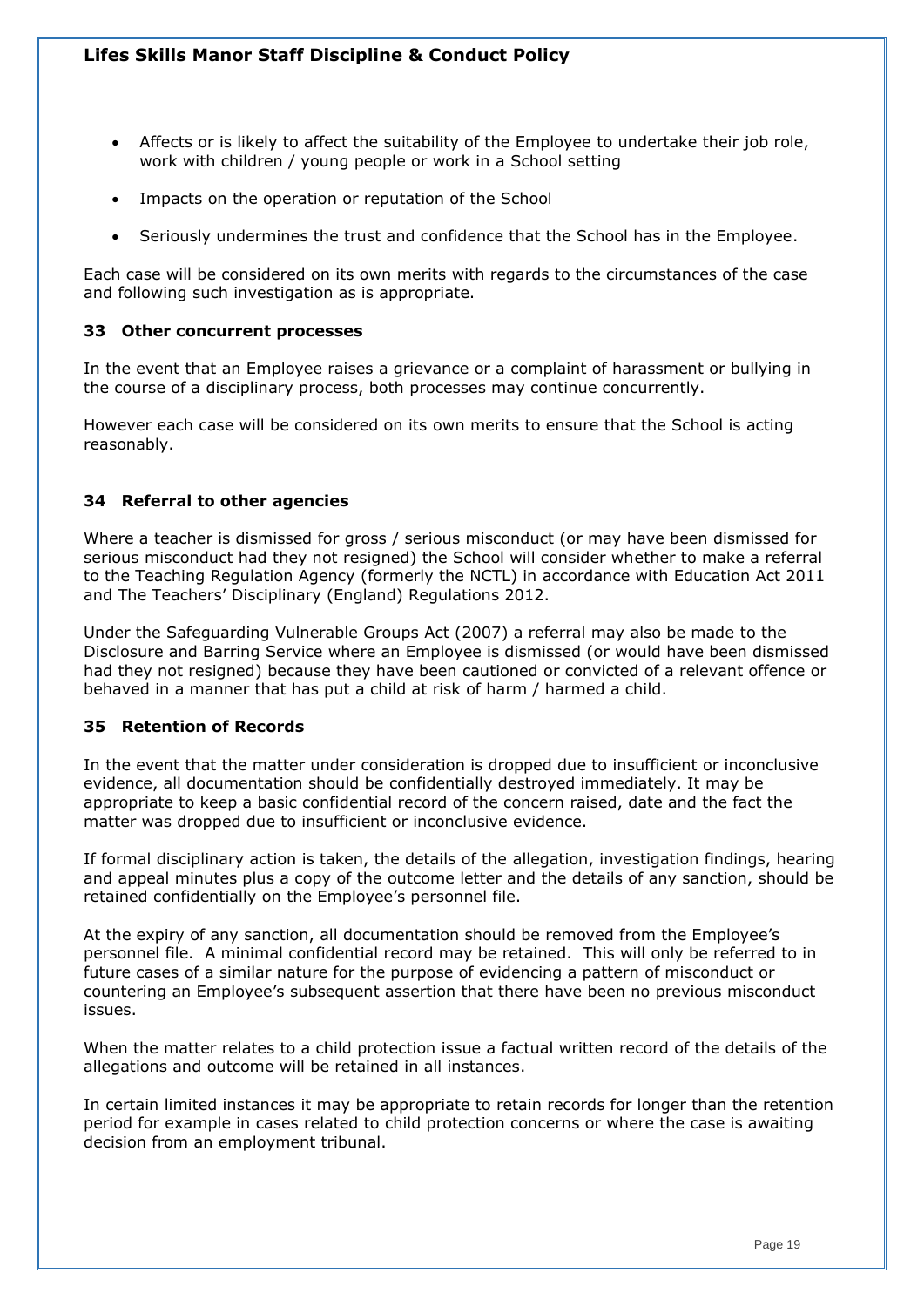- Affects or is likely to affect the suitability of the Employee to undertake their job role, work with children / young people or work in a School setting
- Impacts on the operation or reputation of the School
- Seriously undermines the trust and confidence that the School has in the Employee.

Each case will be considered on its own merits with regards to the circumstances of the case and following such investigation as is appropriate.

## 33 Other concurrent processes

In the event that an Employee raises a grievance or a complaint of harassment or bullying in the course of a disciplinary process, both processes may continue concurrently.

However each case will be considered on its own merits to ensure that the School is acting reasonably.

## 34 Referral to other agencies

Where a teacher is dismissed for gross / serious misconduct (or may have been dismissed for serious misconduct had they not resigned) the School will consider whether to make a referral to the Teaching Regulation Agency (formerly the NCTL) in accordance with Education Act 2011 and The Teachers' Disciplinary (England) Regulations 2012.

Under the Safeguarding Vulnerable Groups Act (2007) a referral may also be made to the Disclosure and Barring Service where an Employee is dismissed (or would have been dismissed had they not resigned) because they have been cautioned or convicted of a relevant offence or behaved in a manner that has put a child at risk of harm / harmed a child.

## 35 Retention of Records

In the event that the matter under consideration is dropped due to insufficient or inconclusive evidence, all documentation should be confidentially destroyed immediately. It may be appropriate to keep a basic confidential record of the concern raised, date and the fact the matter was dropped due to insufficient or inconclusive evidence.

If formal disciplinary action is taken, the details of the allegation, investigation findings, hearing and appeal minutes plus a copy of the outcome letter and the details of any sanction, should be retained confidentially on the Employee's personnel file.

At the expiry of any sanction, all documentation should be removed from the Employee's personnel file. A minimal confidential record may be retained. This will only be referred to in future cases of a similar nature for the purpose of evidencing a pattern of misconduct or countering an Employee's subsequent assertion that there have been no previous misconduct issues.

When the matter relates to a child protection issue a factual written record of the details of the allegations and outcome will be retained in all instances.

In certain limited instances it may be appropriate to retain records for longer than the retention period for example in cases related to child protection concerns or where the case is awaiting decision from an employment tribunal.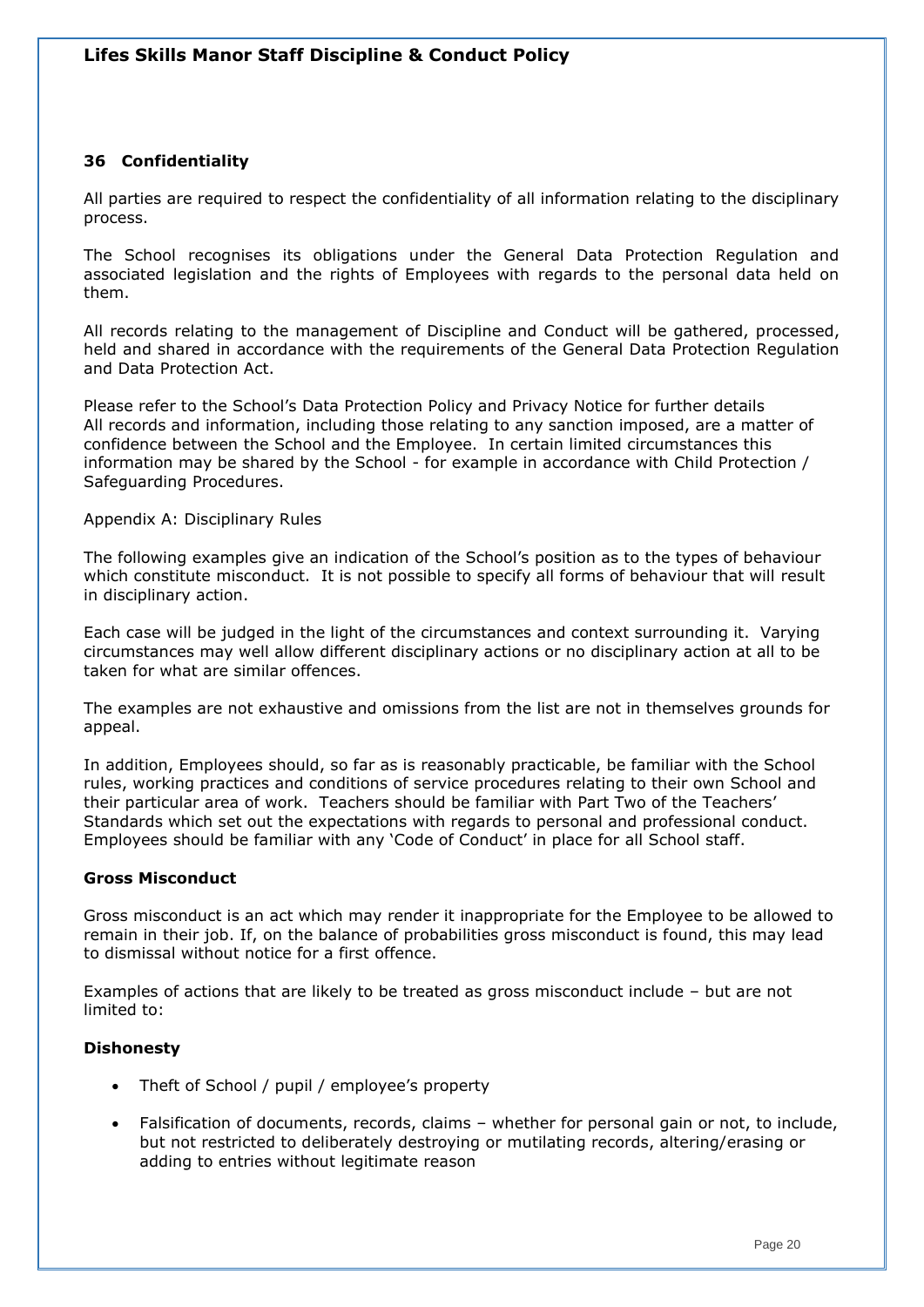## 36 Confidentiality

All parties are required to respect the confidentiality of all information relating to the disciplinary process.

The School recognises its obligations under the General Data Protection Regulation and associated legislation and the rights of Employees with regards to the personal data held on them.

All records relating to the management of Discipline and Conduct will be gathered, processed, held and shared in accordance with the requirements of the General Data Protection Regulation and Data Protection Act.

Please refer to the School's Data Protection Policy and Privacy Notice for further details
All records and information, including those relating to any sanction imposed, are a matter of confidence between the School and the Employee. In certain limited circumstances this information may be shared by the School - for example in accordance with Child Protection / Safeguarding Procedures.

Appendix A: Disciplinary Rules

The following examples give an indication of the School's position as to the types of behaviour which constitute misconduct. It is not possible to specify all forms of behaviour that will result in disciplinary action.

Each case will be judged in the light of the circumstances and context surrounding it. Varying circumstances may well allow different disciplinary actions or no disciplinary action at all to be taken for what are similar offences.

The examples are not exhaustive and omissions from the list are not in themselves grounds for appeal.

In addition, Employees should, so far as is reasonably practicable, be familiar with the School rules, working practices and conditions of service procedures relating to their own School and their particular area of work. Teachers should be familiar with Part Two of the Teachers' Standards which set out the expectations with regards to personal and professional conduct. Employees should be familiar with any 'Code of Conduct' in place for all School staff.

### Gross Misconduct

Gross misconduct is an act which may render it inappropriate for the Employee to be allowed to remain in their job. If, on the balance of probabilities gross misconduct is found, this may lead to dismissal without notice for a first offence.

Examples of actions that are likely to be treated as gross misconduct include – but are not limited to:

### Dishonesty

- Theft of School / pupil / employee's property
- Falsification of documents, records, claims – whether for personal gain or not, to include, but not restricted to deliberately destroying or mutilating records, altering/erasing or adding to entries without legitimate reason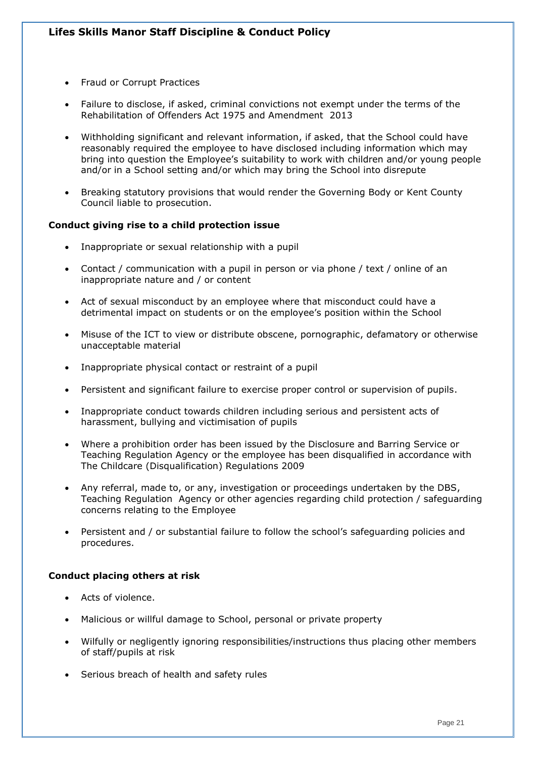- Fraud or Corrupt Practices
- Failure to disclose, if asked, criminal convictions not exempt under the terms of the Rehabilitation of Offenders Act 1975 and Amendment 2013
- Withholding significant and relevant information, if asked, that the School could have reasonably required the employee to have disclosed including information which may bring into question the Employee's suitability to work with children and/or young people and/or in a School setting and/or which may bring the School into disrepute
- Breaking statutory provisions that would render the Governing Body or Kent County Council liable to prosecution.

**Conduct giving rise to a child protection issue**

- Inappropriate or sexual relationship with a pupil
- Contact / communication with a pupil in person or via phone / text / online of an inappropriate nature and / or content
- Act of sexual misconduct by an employee where that misconduct could have a detrimental impact on students or on the employee's position within the School
- Misuse of the ICT to view or distribute obscene, pornographic, defamatory or otherwise unacceptable material
- Inappropriate physical contact or restraint of a pupil
- Persistent and significant failure to exercise proper control or supervision of pupils.
- Inappropriate conduct towards children including serious and persistent acts of harassment, bullying and victimisation of pupils
- Where a prohibition order has been issued by the Disclosure and Barring Service or Teaching Regulation Agency or the employee has been disqualified in accordance with The Childcare (Disqualification) Regulations 2009
- Any referral, made to, or any, investigation or proceedings undertaken by the DBS, Teaching Regulation Agency or other agencies regarding child protection / safeguarding concerns relating to the Employee
- Persistent and / or substantial failure to follow the school's safeguarding policies and procedures.

**Conduct placing others at risk**

- Acts of violence.
- Malicious or willful damage to School, personal or private property
- Wilfully or negligently ignoring responsibilities/instructions thus placing other members of staff/pupils at risk
- Serious breach of health and safety rules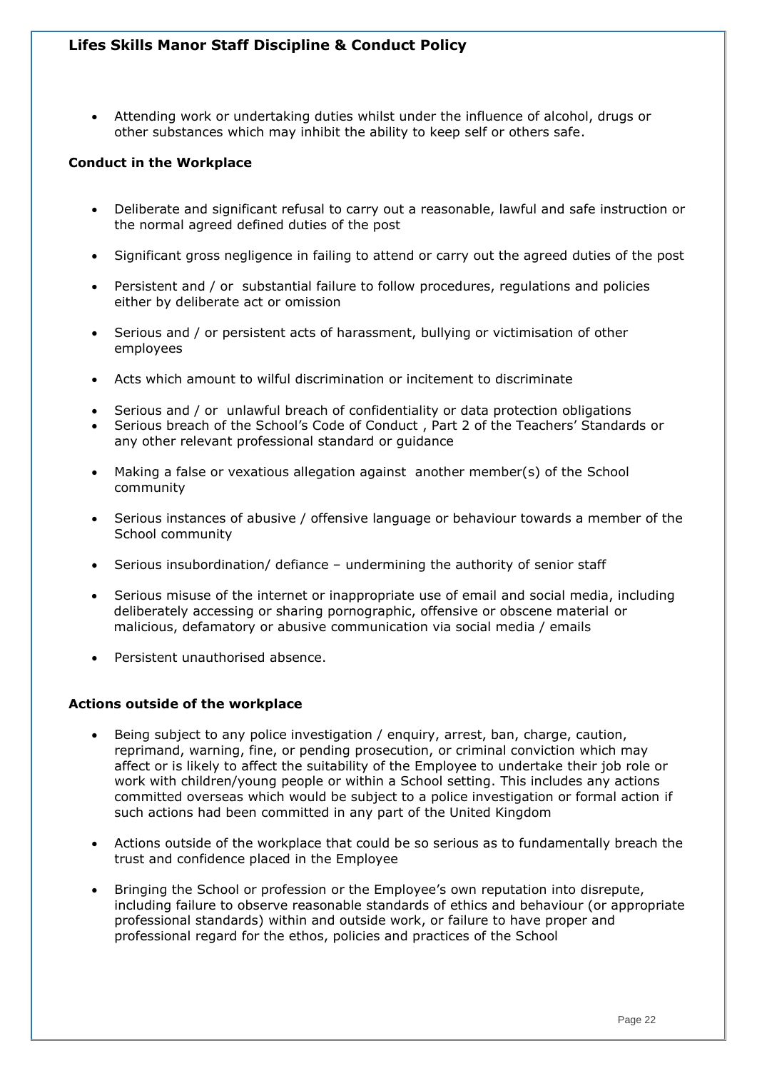- Attending work or undertaking duties whilst under the influence of alcohol, drugs or other substances which may inhibit the ability to keep self or others safe.

**Conduct in the Workplace**

- Deliberate and significant refusal to carry out a reasonable, lawful and safe instruction or the normal agreed defined duties of the post
- Significant gross negligence in failing to attend or carry out the agreed duties of the post
- Persistent and / or substantial failure to follow procedures, regulations and policies either by deliberate act or omission
- Serious and / or persistent acts of harassment, bullying or victimisation of other employees
- Acts which amount to wilful discrimination or incitement to discriminate
- Serious and / or unlawful breach of confidentiality or data protection obligations
- Serious breach of the School's Code of Conduct , Part 2 of the Teachers' Standards or any other relevant professional standard or guidance
- Making a false or vexatious allegation against another member(s) of the School community
- Serious instances of abusive / offensive language or behaviour towards a member of the School community
- Serious insubordination/ defiance – undermining the authority of senior staff
- Serious misuse of the internet or inappropriate use of email and social media, including deliberately accessing or sharing pornographic, offensive or obscene material or malicious, defamatory or abusive communication via social media / emails
- Persistent unauthorised absence.

**Actions outside of the workplace**

- Being subject to any police investigation / enquiry, arrest, ban, charge, caution, reprimand, warning, fine, or pending prosecution, or criminal conviction which may affect or is likely to affect the suitability of the Employee to undertake their job role or work with children/young people or within a School setting. This includes any actions committed overseas which would be subject to a police investigation or formal action if such actions had been committed in any part of the United Kingdom
- Actions outside of the workplace that could be so serious as to fundamentally breach the trust and confidence placed in the Employee
- Bringing the School or profession or the Employee's own reputation into disrepute, including failure to observe reasonable standards of ethics and behaviour (or appropriate professional standards) within and outside work, or failure to have proper and professional regard for the ethos, policies and practices of the School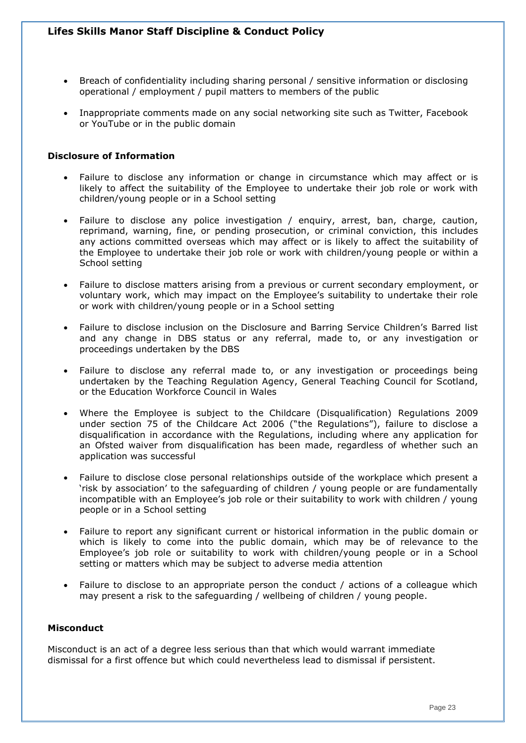- Breach of confidentiality including sharing personal / sensitive information or disclosing operational / employment / pupil matters to members of the public
- Inappropriate comments made on any social networking site such as Twitter, Facebook or YouTube or in the public domain

**Disclosure of Information**

- Failure to disclose any information or change in circumstance which may affect or is likely to affect the suitability of the Employee to undertake their job role or work with children/young people or in a School setting
- Failure to disclose any police investigation / enquiry, arrest, ban, charge, caution, reprimand, warning, fine, or pending prosecution, or criminal conviction, this includes any actions committed overseas which may affect or is likely to affect the suitability of the Employee to undertake their job role or work with children/young people or within a School setting
- Failure to disclose matters arising from a previous or current secondary employment, or voluntary work, which may impact on the Employee's suitability to undertake their role or work with children/young people or in a School setting
- Failure to disclose inclusion on the Disclosure and Barring Service Children's Barred list and any change in DBS status or any referral, made to, or any investigation or proceedings undertaken by the DBS
- Failure to disclose any referral made to, or any investigation or proceedings being undertaken by the Teaching Regulation Agency, General Teaching Council for Scotland, or the Education Workforce Council in Wales
- Where the Employee is subject to the Childcare (Disqualification) Regulations 2009 under section 75 of the Childcare Act 2006 ("the Regulations"), failure to disclose a disqualification in accordance with the Regulations, including where any application for an Ofsted waiver from disqualification has been made, regardless of whether such an application was successful
- Failure to disclose close personal relationships outside of the workplace which present a 'risk by association' to the safeguarding of children / young people or are fundamentally incompatible with an Employee's job role or their suitability to work with children / young people or in a School setting
- Failure to report any significant current or historical information in the public domain or which is likely to come into the public domain, which may be of relevance to the Employee's job role or suitability to work with children/young people or in a School setting or matters which may be subject to adverse media attention
- Failure to disclose to an appropriate person the conduct / actions of a colleague which may present a risk to the safeguarding / wellbeing of children / young people.

**Misconduct**

Misconduct is an act of a degree less serious than that which would warrant immediate dismissal for a first offence but which could nevertheless lead to dismissal if persistent.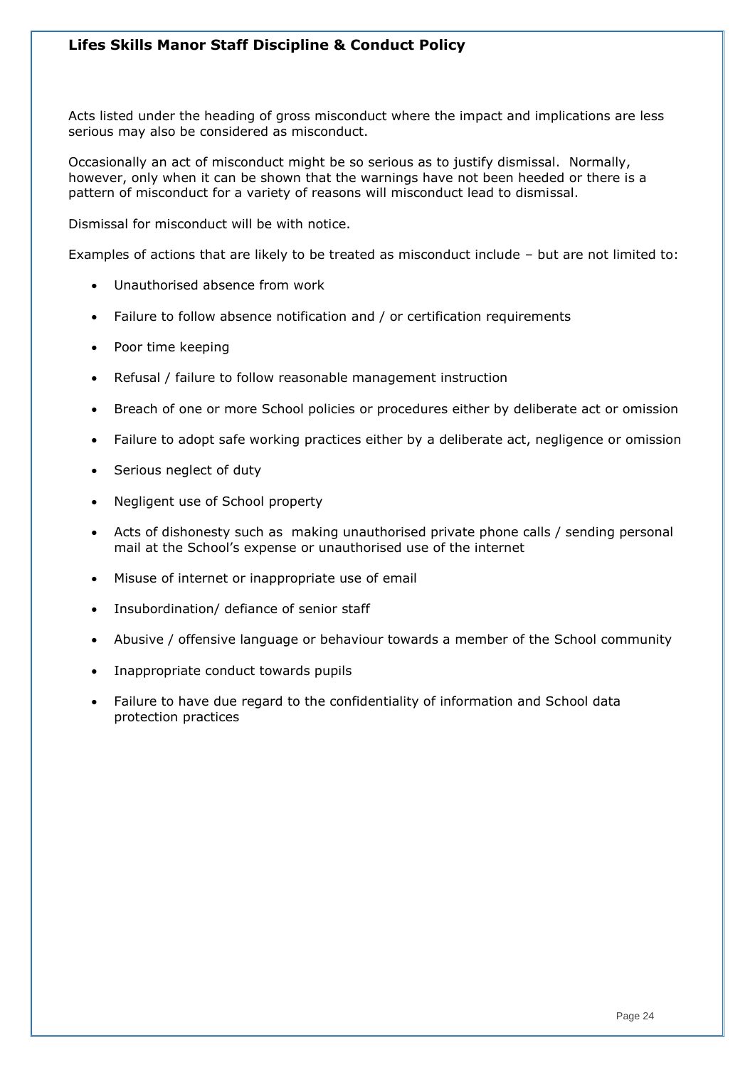Acts listed under the heading of gross misconduct where the impact and implications are less serious may also be considered as misconduct.

Occasionally an act of misconduct might be so serious as to justify dismissal. Normally, however, only when it can be shown that the warnings have not been heeded or there is a pattern of misconduct for a variety of reasons will misconduct lead to dismissal.

Dismissal for misconduct will be with notice.

Examples of actions that are likely to be treated as misconduct include – but are not limited to:

- Unauthorised absence from work
- Failure to follow absence notification and / or certification requirements
- Poor time keeping
- Refusal / failure to follow reasonable management instruction
- Breach of one or more School policies or procedures either by deliberate act or omission
- Failure to adopt safe working practices either by a deliberate act, negligence or omission
- Serious neglect of duty
- Negligent use of School property
- Acts of dishonesty such as making unauthorised private phone calls / sending personal mail at the School's expense or unauthorised use of the internet
- Misuse of internet or inappropriate use of email
- Insubordination/ defiance of senior staff
- Abusive / offensive language or behaviour towards a member of the School community
- Inappropriate conduct towards pupils
- Failure to have due regard to the confidentiality of information and School data protection practices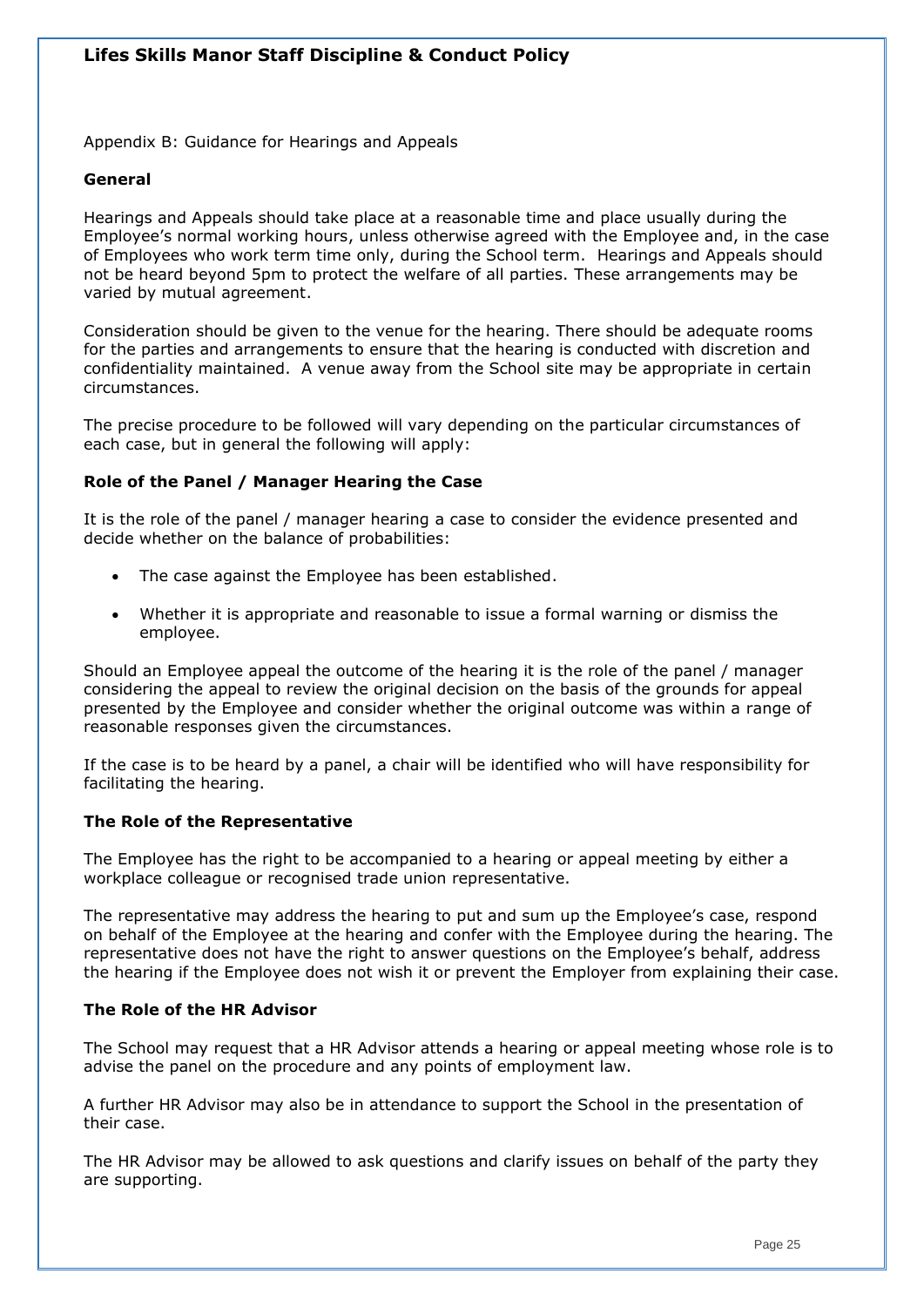Appendix B: Guidance for Hearings and Appeals

**General**

Hearings and Appeals should take place at a reasonable time and place usually during the Employee's normal working hours, unless otherwise agreed with the Employee and, in the case of Employees who work term time only, during the School term. Hearings and Appeals should not be heard beyond 5pm to protect the welfare of all parties. These arrangements may be varied by mutual agreement.

Consideration should be given to the venue for the hearing. There should be adequate rooms for the parties and arrangements to ensure that the hearing is conducted with discretion and confidentiality maintained. A venue away from the School site may be appropriate in certain circumstances.

The precise procedure to be followed will vary depending on the particular circumstances of each case, but in general the following will apply:

**Role of the Panel / Manager Hearing the Case**

It is the role of the panel / manager hearing a case to consider the evidence presented and decide whether on the balance of probabilities:

- The case against the Employee has been established.
- Whether it is appropriate and reasonable to issue a formal warning or dismiss the employee.

Should an Employee appeal the outcome of the hearing it is the role of the panel / manager considering the appeal to review the original decision on the basis of the grounds for appeal presented by the Employee and consider whether the original outcome was within a range of reasonable responses given the circumstances.

If the case is to be heard by a panel, a chair will be identified who will have responsibility for facilitating the hearing.

**The Role of the Representative**

The Employee has the right to be accompanied to a hearing or appeal meeting by either a workplace colleague or recognised trade union representative.

The representative may address the hearing to put and sum up the Employee's case, respond on behalf of the Employee at the hearing and confer with the Employee during the hearing. The representative does not have the right to answer questions on the Employee's behalf, address the hearing if the Employee does not wish it or prevent the Employer from explaining their case.

**The Role of the HR Advisor**

The School may request that a HR Advisor attends a hearing or appeal meeting whose role is to advise the panel on the procedure and any points of employment law.

A further HR Advisor may also be in attendance to support the School in the presentation of their case.

The HR Advisor may be allowed to ask questions and clarify issues on behalf of the party they are supporting.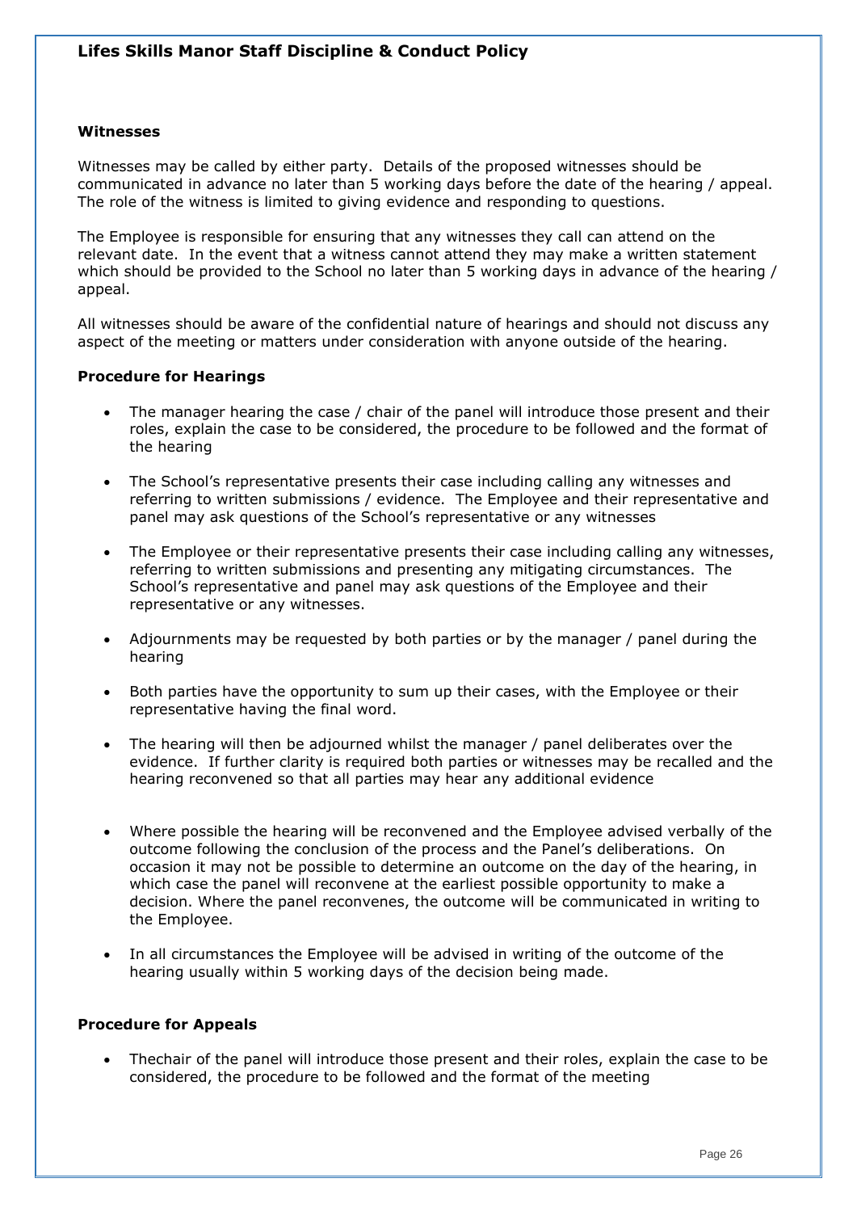### Witnesses

Witnesses may be called by either party. Details of the proposed witnesses should be communicated in advance no later than 5 working days before the date of the hearing / appeal. The role of the witness is limited to giving evidence and responding to questions.

The Employee is responsible for ensuring that any witnesses they call can attend on the relevant date. In the event that a witness cannot attend they may make a written statement which should be provided to the School no later than 5 working days in advance of the hearing / appeal.

All witnesses should be aware of the confidential nature of hearings and should not discuss any aspect of the meeting or matters under consideration with anyone outside of the hearing.

### Procedure for Hearings

- The manager hearing the case / chair of the panel will introduce those present and their roles, explain the case to be considered, the procedure to be followed and the format of the hearing
- The School's representative presents their case including calling any witnesses and referring to written submissions / evidence. The Employee and their representative and panel may ask questions of the School's representative or any witnesses
- The Employee or their representative presents their case including calling any witnesses, referring to written submissions and presenting any mitigating circumstances. The School's representative and panel may ask questions of the Employee and their representative or any witnesses.
- Adjournments may be requested by both parties or by the manager / panel during the hearing
- Both parties have the opportunity to sum up their cases, with the Employee or their representative having the final word.
- The hearing will then be adjourned whilst the manager / panel deliberates over the evidence. If further clarity is required both parties or witnesses may be recalled and the hearing reconvened so that all parties may hear any additional evidence
- Where possible the hearing will be reconvened and the Employee advised verbally of the outcome following the conclusion of the process and the Panel's deliberations. On occasion it may not be possible to determine an outcome on the day of the hearing, in which case the panel will reconvene at the earliest possible opportunity to make a decision. Where the panel reconvenes, the outcome will be communicated in writing to the Employee.
- In all circumstances the Employee will be advised in writing of the outcome of the hearing usually within 5 working days of the decision being made.

### Procedure for Appeals

- Thechair of the panel will introduce those present and their roles, explain the case to be considered, the procedure to be followed and the format of the meeting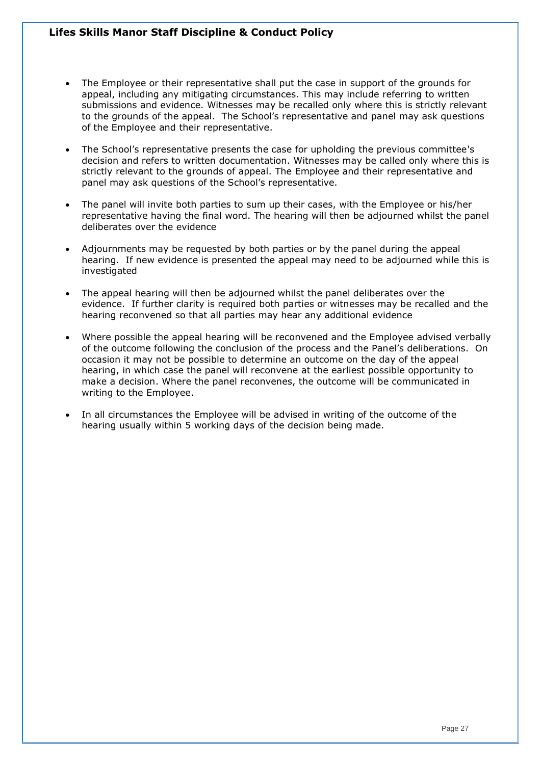- The Employee or their representative shall put the case in support of the grounds for appeal, including any mitigating circumstances. This may include referring to written submissions and evidence. Witnesses may be recalled only where this is strictly relevant to the grounds of the appeal. The School's representative and panel may ask questions of the Employee and their representative.

- The School's representative presents the case for upholding the previous committee's decision and refers to written documentation. Witnesses may be called only where this is strictly relevant to the grounds of appeal. The Employee and their representative and panel may ask questions of the School's representative.

- The panel will invite both parties to sum up their cases, with the Employee or his/her representative having the final word. The hearing will then be adjourned whilst the panel deliberates over the evidence

- Adjournments may be requested by both parties or by the panel during the appeal hearing. If new evidence is presented the appeal may need to be adjourned while this is investigated

- The appeal hearing will then be adjourned whilst the panel deliberates over the evidence. If further clarity is required both parties or witnesses may be recalled and the hearing reconvened so that all parties may hear any additional evidence

- Where possible the appeal hearing will be reconvened and the Employee advised verbally of the outcome following the conclusion of the process and the Panel's deliberations. On occasion it may not be possible to determine an outcome on the day of the appeal hearing, in which case the panel will reconvene at the earliest possible opportunity to make a decision. Where the panel reconvenes, the outcome will be communicated in writing to the Employee.

- In all circumstances the Employee will be advised in writing of the outcome of the hearing usually within 5 working days of the decision being made.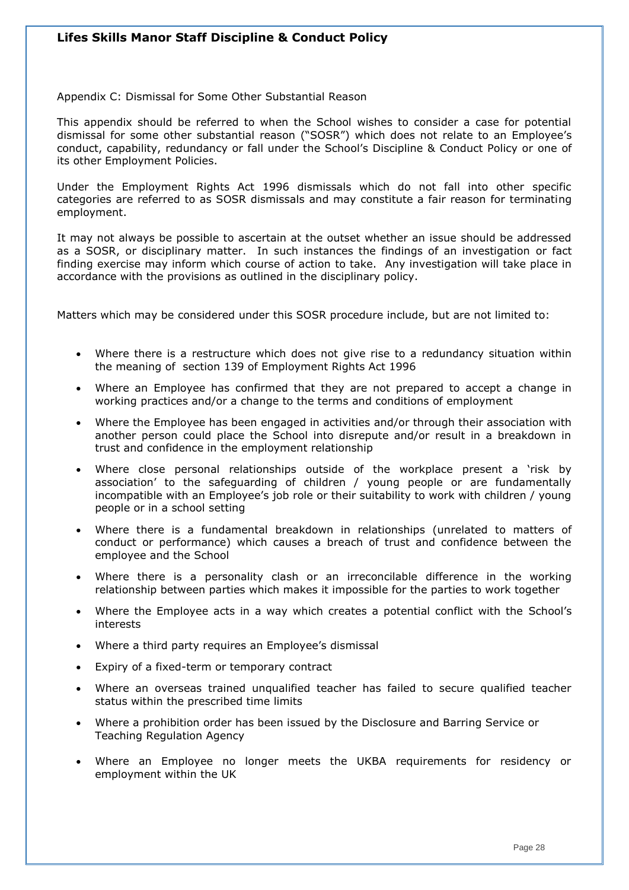Appendix C: Dismissal for Some Other Substantial Reason

This appendix should be referred to when the School wishes to consider a case for potential dismissal for some other substantial reason ("SOSR") which does not relate to an Employee's conduct, capability, redundancy or fall under the School's Discipline & Conduct Policy or one of its other Employment Policies.

Under the Employment Rights Act 1996 dismissals which do not fall into other specific categories are referred to as SOSR dismissals and may constitute a fair reason for terminating employment.

It may not always be possible to ascertain at the outset whether an issue should be addressed as a SOSR, or disciplinary matter. In such instances the findings of an investigation or fact finding exercise may inform which course of action to take. Any investigation will take place in accordance with the provisions as outlined in the disciplinary policy.

Matters which may be considered under this SOSR procedure include, but are not limited to:

- Where there is a restructure which does not give rise to a redundancy situation within the meaning of section 139 of Employment Rights Act 1996
- Where an Employee has confirmed that they are not prepared to accept a change in working practices and/or a change to the terms and conditions of employment
- Where the Employee has been engaged in activities and/or through their association with another person could place the School into disrepute and/or result in a breakdown in trust and confidence in the employment relationship
- Where close personal relationships outside of the workplace present a 'risk by association' to the safeguarding of children / young people or are fundamentally incompatible with an Employee's job role or their suitability to work with children / young people or in a school setting
- Where there is a fundamental breakdown in relationships (unrelated to matters of conduct or performance) which causes a breach of trust and confidence between the employee and the School
- Where there is a personality clash or an irreconcilable difference in the working relationship between parties which makes it impossible for the parties to work together
- Where the Employee acts in a way which creates a potential conflict with the School's interests
- Where a third party requires an Employee's dismissal
- Expiry of a fixed-term or temporary contract
- Where an overseas trained unqualified teacher has failed to secure qualified teacher status within the prescribed time limits
- Where a prohibition order has been issued by the Disclosure and Barring Service or Teaching Regulation Agency
- Where an Employee no longer meets the UKBA requirements for residency or employment within the UK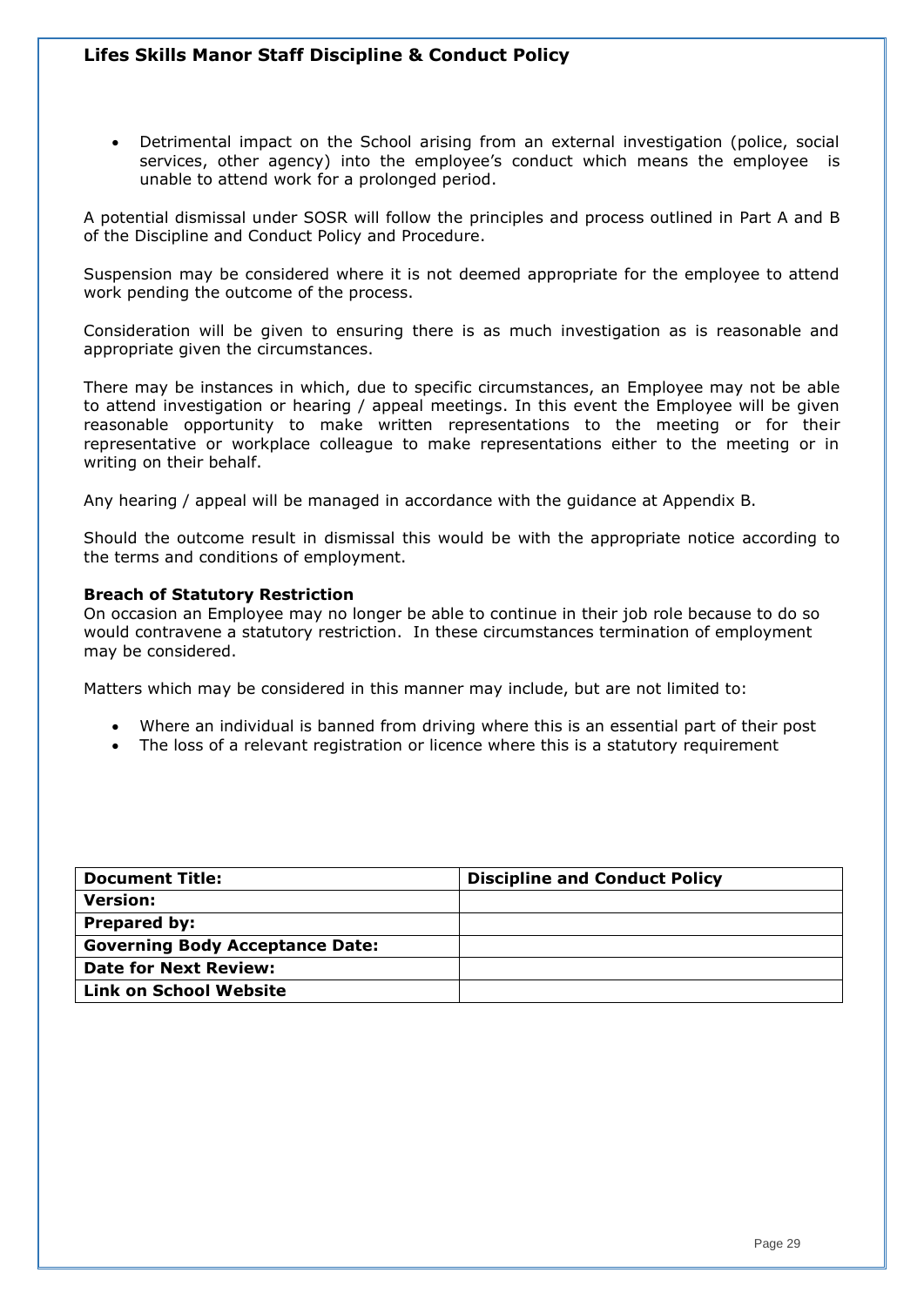- Detrimental impact on the School arising from an external investigation (police, social services, other agency) into the employee's conduct which means the employee is unable to attend work for a prolonged period.

A potential dismissal under SOSR will follow the principles and process outlined in Part A and B of the Discipline and Conduct Policy and Procedure.

Suspension may be considered where it is not deemed appropriate for the employee to attend work pending the outcome of the process.

Consideration will be given to ensuring there is as much investigation as is reasonable and appropriate given the circumstances.

There may be instances in which, due to specific circumstances, an Employee may not be able to attend investigation or hearing / appeal meetings. In this event the Employee will be given reasonable opportunity to make written representations to the meeting or for their representative or workplace colleague to make representations either to the meeting or in writing on their behalf.

Any hearing / appeal will be managed in accordance with the guidance at Appendix B.

Should the outcome result in dismissal this would be with the appropriate notice according to the terms and conditions of employment.

**Breach of Statutory Restriction**

On occasion an Employee may no longer be able to continue in their job role because to do so would contravene a statutory restriction. In these circumstances termination of employment may be considered.

Matters which may be considered in this manner may include, but are not limited to:

- Where an individual is banned from driving where this is an essential part of their post
- The loss of a relevant registration or licence where this is a statutory requirement

| | |
|---|---|
| **Document Title:** | **Discipline and Conduct Policy** |
| **Version:** | |
| **Prepared by:** | |
| **Governing Body Acceptance Date:** | |
| **Date for Next Review:** | |
| **Link on School Website** | |